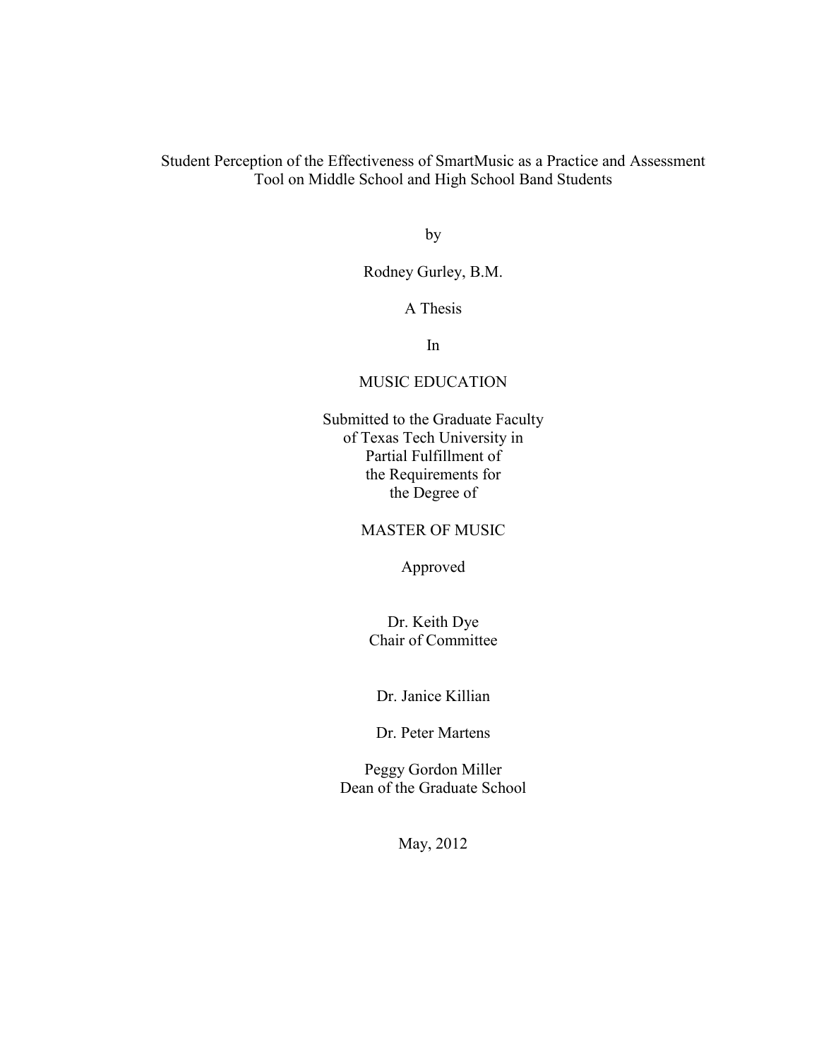# Student Perception of the Effectiveness of SmartMusic as a Practice and Assessment Tool on Middle School and High School Band Students

by

Rodney Gurley, B.M.

A Thesis

In

MUSIC EDUCATION

Submitted to the Graduate Faculty
of Texas Tech University in
Partial Fulfillment of
the Requirements for
the Degree of

MASTER OF MUSIC

Approved

Dr. Keith Dye
Chair of Committee

Dr. Janice Killian

Dr. Peter Martens

Peggy Gordon Miller
Dean of the Graduate School

May, 2012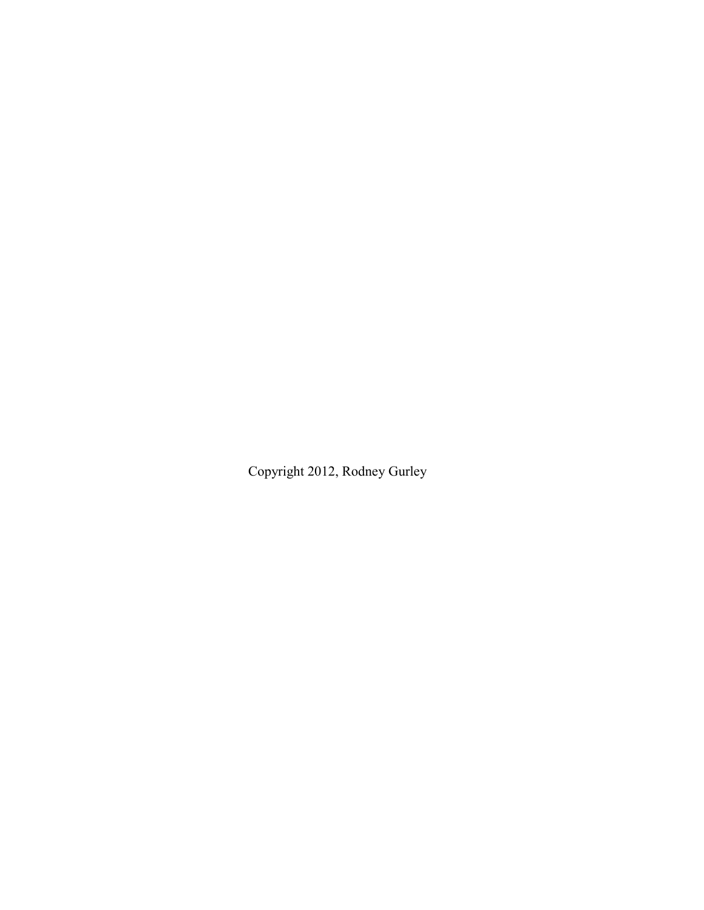Copyright 2012, Rodney Gurley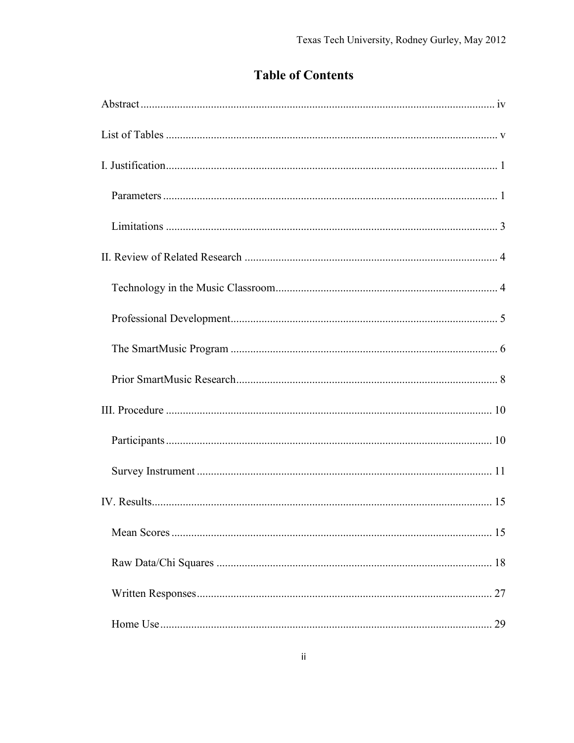# Table of Contents

Abstract ........................................................................................................................ iv

List of Tables ..................................................................................................................... v

I. Justification .................................................................................................................... 1

  Parameters ..................................................................................................................... 1

  Limitations ..................................................................................................................... 3

II. Review of Related Research ......................................................................................... 4

  Technology in the Music Classroom ............................................................................. 4

  Professional Development ............................................................................................. 5

  The SmartMusic Program .............................................................................................. 6

  Prior SmartMusic Research ........................................................................................... 8

III. Procedure .................................................................................................................. 10

  Participants .................................................................................................................. 10

  Survey Instrument ........................................................................................................ 11

IV. Results ....................................................................................................................... 15

  Mean Scores ................................................................................................................ 15

  Raw Data/Chi Squares ................................................................................................. 18

  Written Responses ........................................................................................................ 27

  Home Use ..................................................................................................................... 29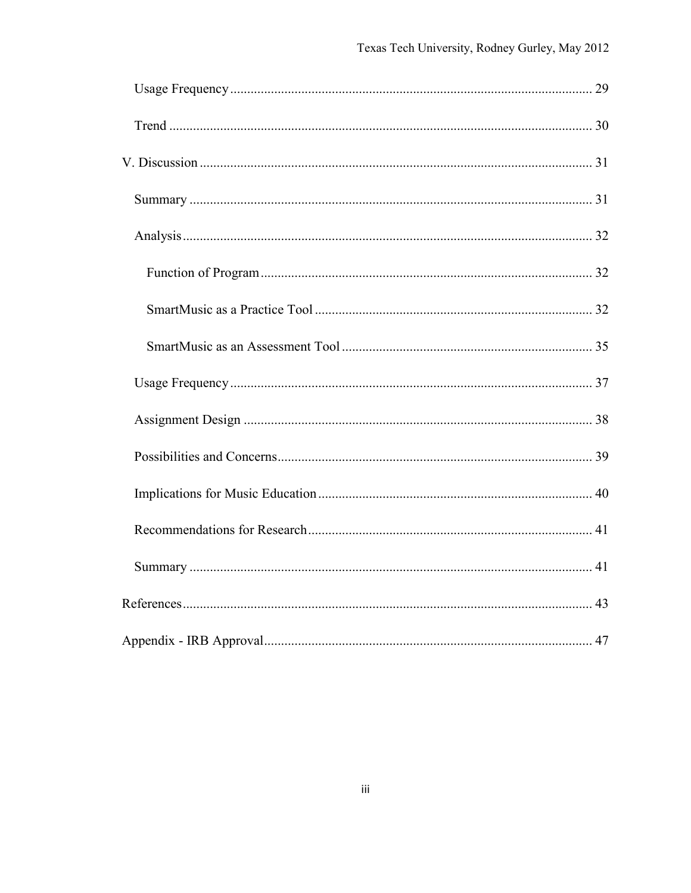- Usage Frequency ........ 29
- Trend ........ 30

V. Discussion ........ 31

- Summary ........ 31
- Analysis ........ 32
  - Function of Program ........ 32
  - SmartMusic as a Practice Tool ........ 32
  - SmartMusic as an Assessment Tool ........ 35
- Usage Frequency ........ 37
- Assignment Design ........ 38
- Possibilities and Concerns ........ 39
- Implications for Music Education ........ 40
- Recommendations for Research ........ 41
- Summary ........ 41

References ........ 43

Appendix - IRB Approval ........ 47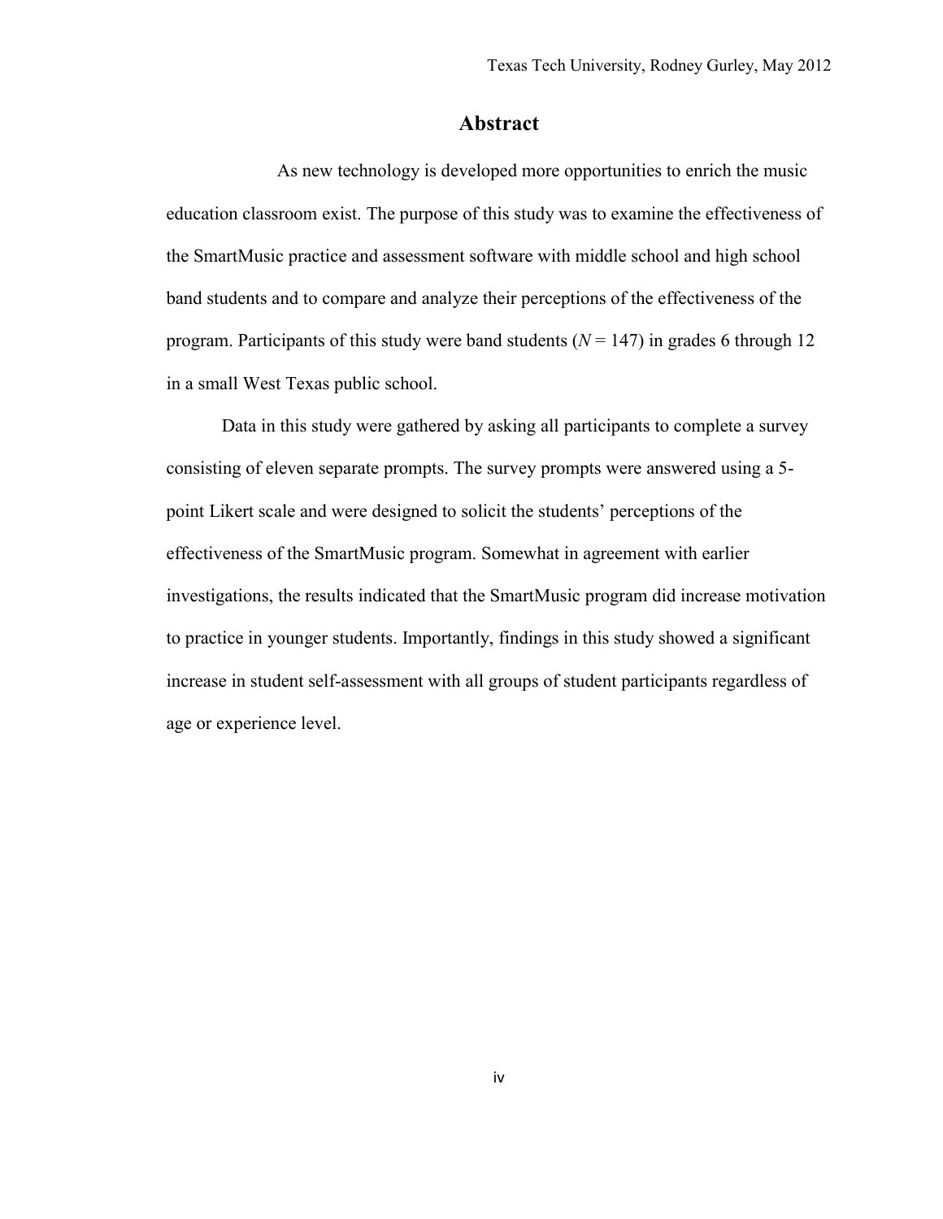# Abstract

As new technology is developed more opportunities to enrich the music education classroom exist. The purpose of this study was to examine the effectiveness of the SmartMusic practice and assessment software with middle school and high school band students and to compare and analyze their perceptions of the effectiveness of the program. Participants of this study were band students ($N = 147$) in grades 6 through 12 in a small West Texas public school.

Data in this study were gathered by asking all participants to complete a survey consisting of eleven separate prompts. The survey prompts were answered using a 5-point Likert scale and were designed to solicit the students' perceptions of the effectiveness of the SmartMusic program. Somewhat in agreement with earlier investigations, the results indicated that the SmartMusic program did increase motivation to practice in younger students. Importantly, findings in this study showed a significant increase in student self-assessment with all groups of student participants regardless of age or experience level.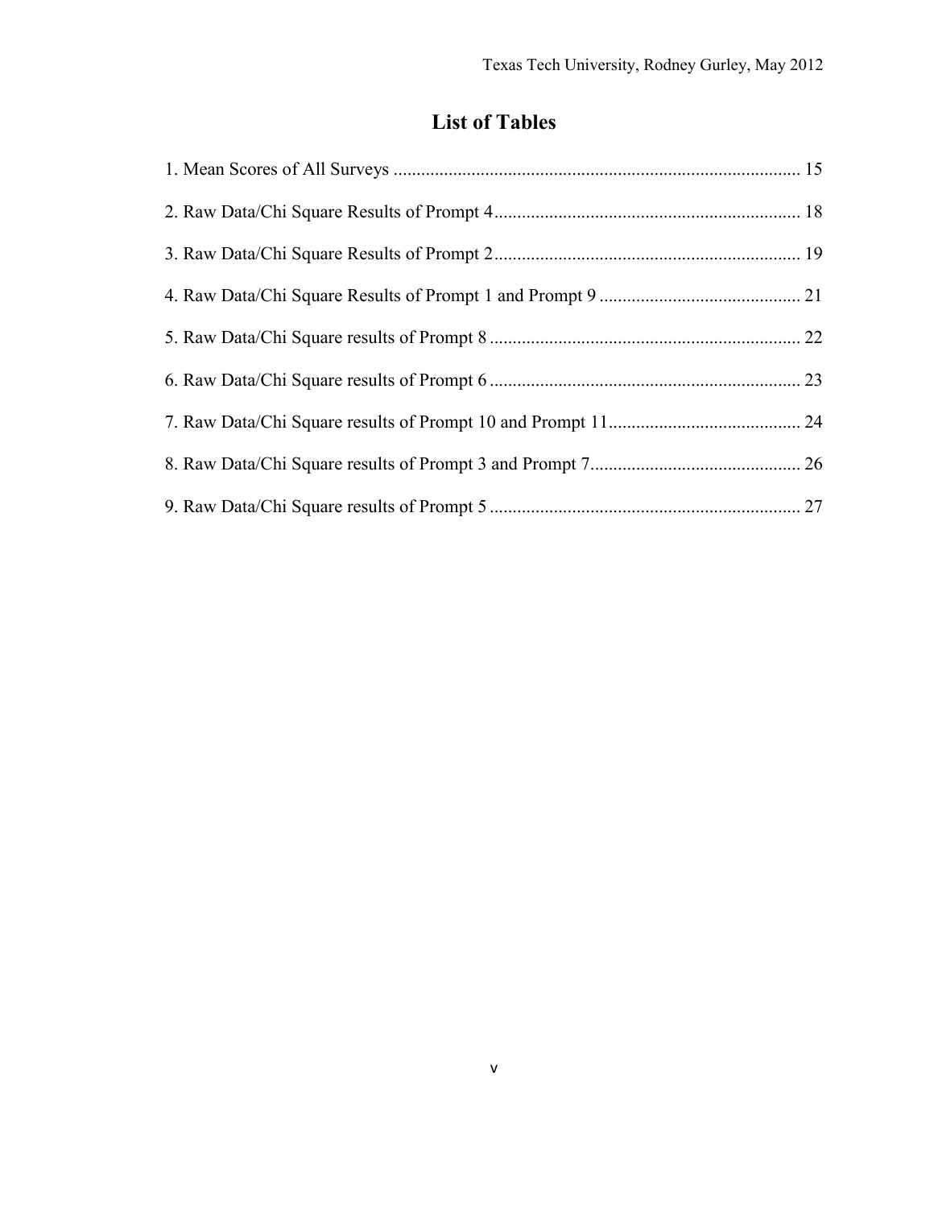# List of Tables

1. Mean Scores of All Surveys ........................................................................................ 15
2. Raw Data/Chi Square Results of Prompt 4.................................................................. 18
3. Raw Data/Chi Square Results of Prompt 2.................................................................. 19
4. Raw Data/Chi Square Results of Prompt 1 and Prompt 9 ............................................ 21
5. Raw Data/Chi Square results of Prompt 8 ................................................................... 22
6. Raw Data/Chi Square results of Prompt 6 ................................................................... 23
7. Raw Data/Chi Square results of Prompt 10 and Prompt 11.......................................... 24
8. Raw Data/Chi Square results of Prompt 3 and Prompt 7.............................................. 26
9. Raw Data/Chi Square results of Prompt 5 ................................................................... 27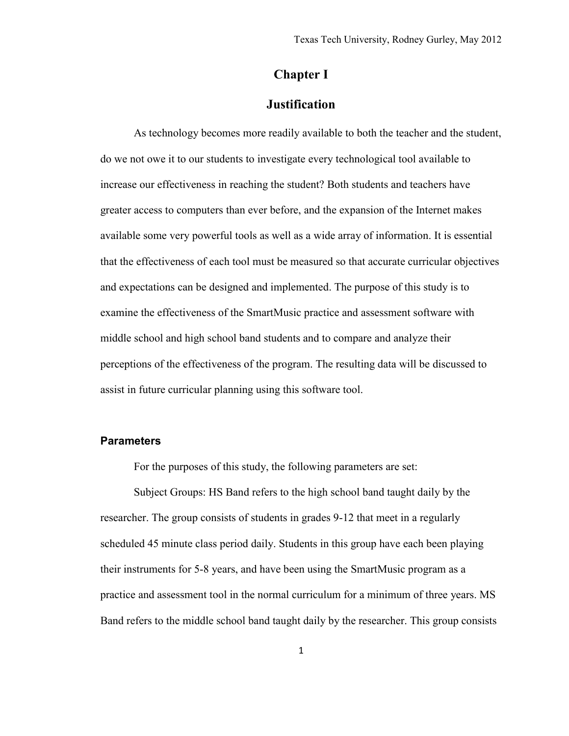# Chapter I

## Justification

As technology becomes more readily available to both the teacher and the student, do we not owe it to our students to investigate every technological tool available to increase our effectiveness in reaching the student? Both students and teachers have greater access to computers than ever before, and the expansion of the Internet makes available some very powerful tools as well as a wide array of information. It is essential that the effectiveness of each tool must be measured so that accurate curricular objectives and expectations can be designed and implemented. The purpose of this study is to examine the effectiveness of the SmartMusic practice and assessment software with middle school and high school band students and to compare and analyze their perceptions of the effectiveness of the program. The resulting data will be discussed to assist in future curricular planning using this software tool.

### Parameters

For the purposes of this study, the following parameters are set:

Subject Groups: HS Band refers to the high school band taught daily by the researcher. The group consists of students in grades 9-12 that meet in a regularly scheduled 45 minute class period daily. Students in this group have each been playing their instruments for 5-8 years, and have been using the SmartMusic program as a practice and assessment tool in the normal curriculum for a minimum of three years. MS Band refers to the middle school band taught daily by the researcher. This group consists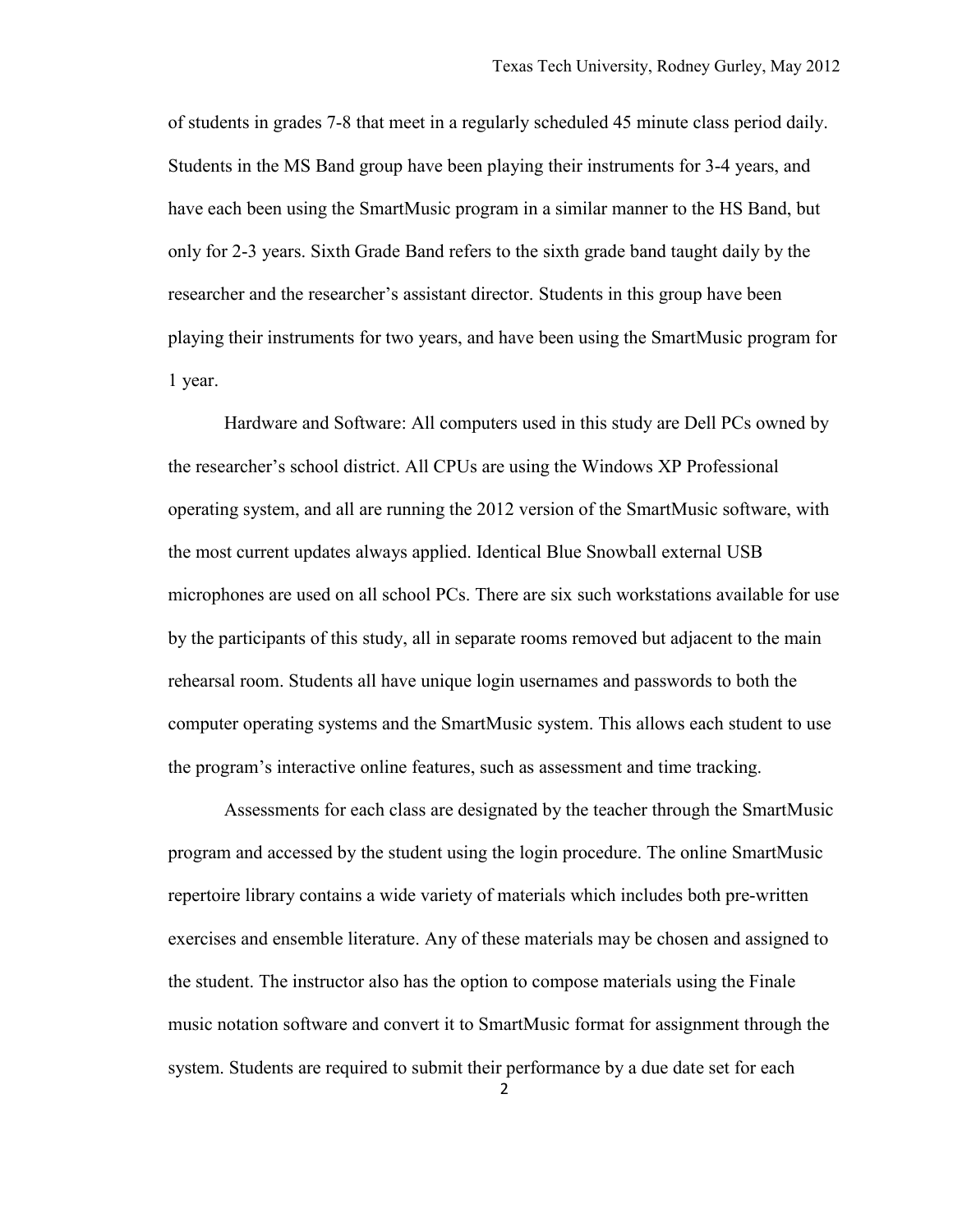of students in grades 7-8 that meet in a regularly scheduled 45 minute class period daily. Students in the MS Band group have been playing their instruments for 3-4 years, and have each been using the SmartMusic program in a similar manner to the HS Band, but only for 2-3 years. Sixth Grade Band refers to the sixth grade band taught daily by the researcher and the researcher's assistant director. Students in this group have been playing their instruments for two years, and have been using the SmartMusic program for 1 year.

Hardware and Software: All computers used in this study are Dell PCs owned by the researcher's school district. All CPUs are using the Windows XP Professional operating system, and all are running the 2012 version of the SmartMusic software, with the most current updates always applied. Identical Blue Snowball external USB microphones are used on all school PCs. There are six such workstations available for use by the participants of this study, all in separate rooms removed but adjacent to the main rehearsal room. Students all have unique login usernames and passwords to both the computer operating systems and the SmartMusic system. This allows each student to use the program's interactive online features, such as assessment and time tracking.

Assessments for each class are designated by the teacher through the SmartMusic program and accessed by the student using the login procedure. The online SmartMusic repertoire library contains a wide variety of materials which includes both pre-written exercises and ensemble literature. Any of these materials may be chosen and assigned to the student. The instructor also has the option to compose materials using the Finale music notation software and convert it to SmartMusic format for assignment through the system. Students are required to submit their performance by a due date set for each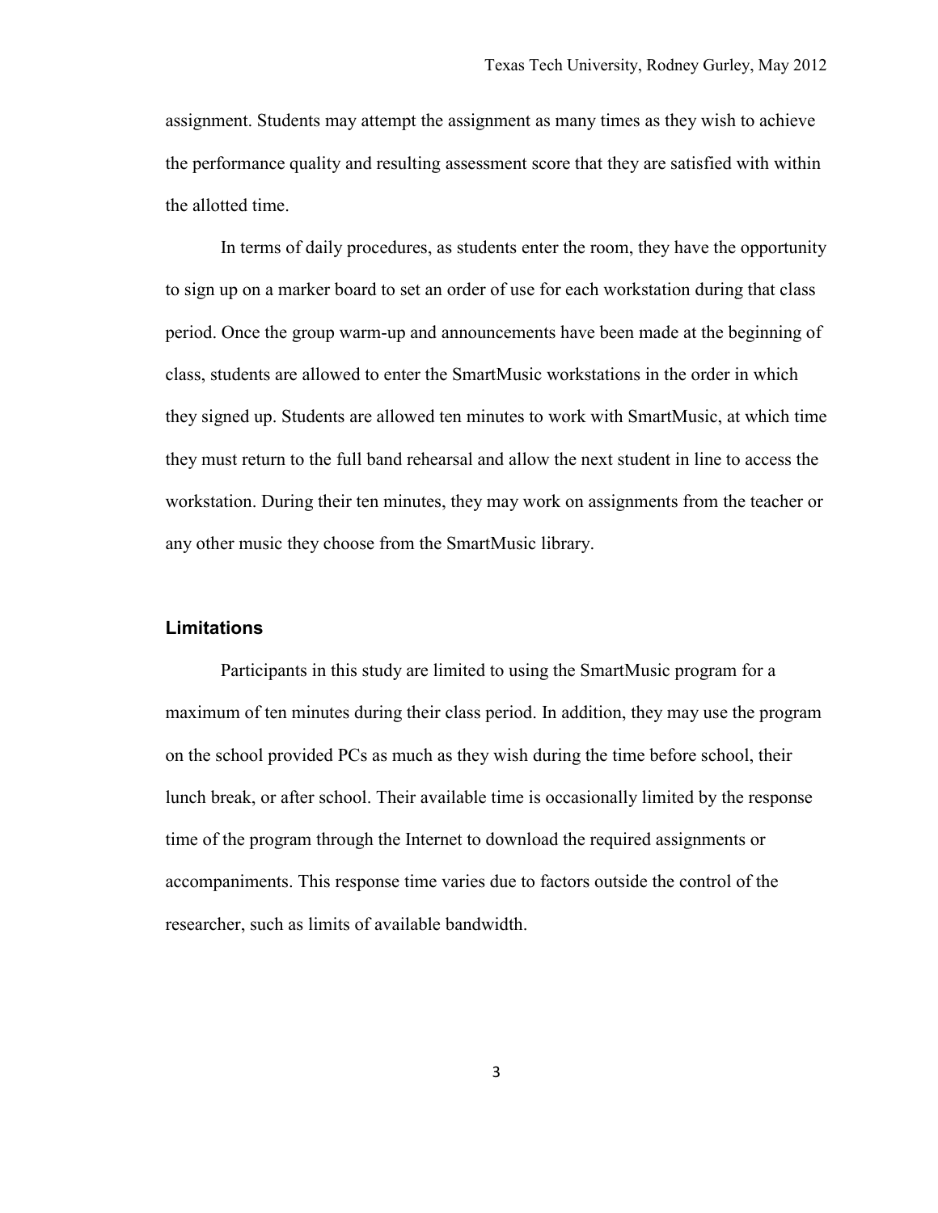assignment. Students may attempt the assignment as many times as they wish to achieve the performance quality and resulting assessment score that they are satisfied with within the allotted time.

In terms of daily procedures, as students enter the room, they have the opportunity to sign up on a marker board to set an order of use for each workstation during that class period. Once the group warm-up and announcements have been made at the beginning of class, students are allowed to enter the SmartMusic workstations in the order in which they signed up. Students are allowed ten minutes to work with SmartMusic, at which time they must return to the full band rehearsal and allow the next student in line to access the workstation. During their ten minutes, they may work on assignments from the teacher or any other music they choose from the SmartMusic library.

### Limitations

Participants in this study are limited to using the SmartMusic program for a maximum of ten minutes during their class period. In addition, they may use the program on the school provided PCs as much as they wish during the time before school, their lunch break, or after school. Their available time is occasionally limited by the response time of the program through the Internet to download the required assignments or accompaniments. This response time varies due to factors outside the control of the researcher, such as limits of available bandwidth.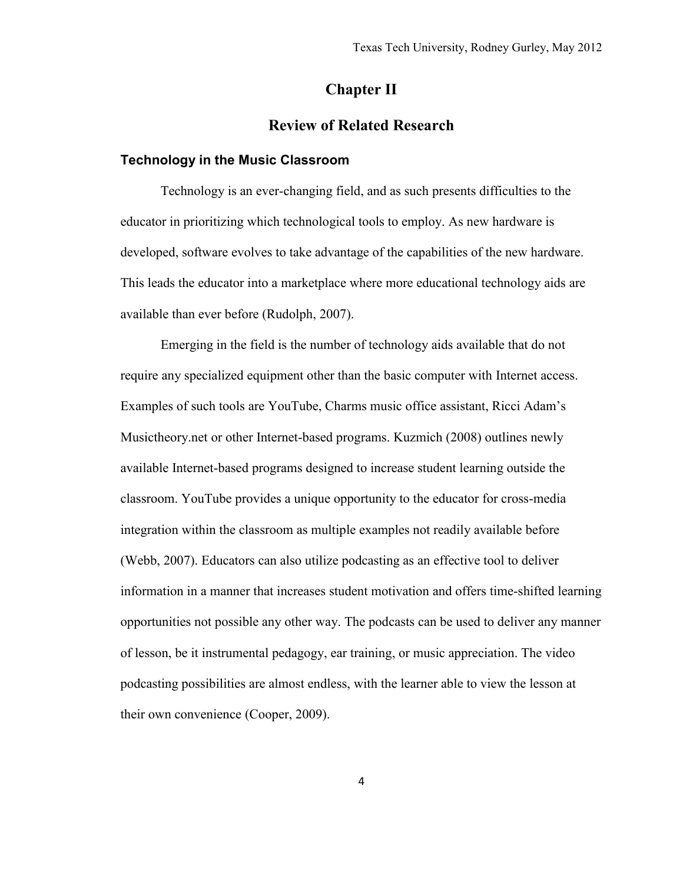# Chapter II

## Review of Related Research

### Technology in the Music Classroom

Technology is an ever-changing field, and as such presents difficulties to the educator in prioritizing which technological tools to employ. As new hardware is developed, software evolves to take advantage of the capabilities of the new hardware. This leads the educator into a marketplace where more educational technology aids are available than ever before (Rudolph, 2007).

Emerging in the field is the number of technology aids available that do not require any specialized equipment other than the basic computer with Internet access. Examples of such tools are YouTube, Charms music office assistant, Ricci Adam's Musictheory.net or other Internet-based programs. Kuzmich (2008) outlines newly available Internet-based programs designed to increase student learning outside the classroom. YouTube provides a unique opportunity to the educator for cross-media integration within the classroom as multiple examples not readily available before (Webb, 2007). Educators can also utilize podcasting as an effective tool to deliver information in a manner that increases student motivation and offers time-shifted learning opportunities not possible any other way. The podcasts can be used to deliver any manner of lesson, be it instrumental pedagogy, ear training, or music appreciation. The video podcasting possibilities are almost endless, with the learner able to view the lesson at their own convenience (Cooper, 2009).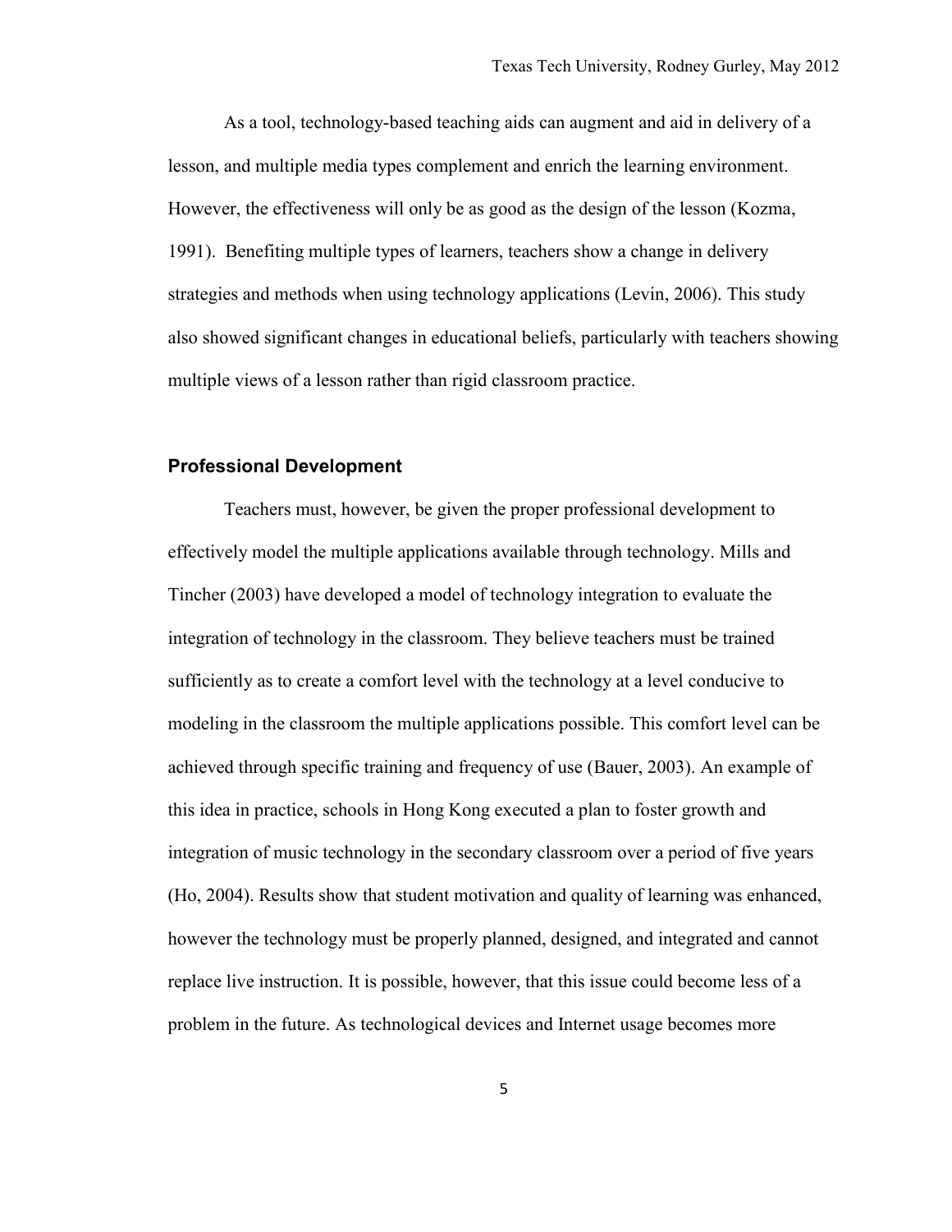As a tool, technology-based teaching aids can augment and aid in delivery of a lesson, and multiple media types complement and enrich the learning environment. However, the effectiveness will only be as good as the design of the lesson (Kozma, 1991). Benefiting multiple types of learners, teachers show a change in delivery strategies and methods when using technology applications (Levin, 2006). This study also showed significant changes in educational beliefs, particularly with teachers showing multiple views of a lesson rather than rigid classroom practice.

### Professional Development

Teachers must, however, be given the proper professional development to effectively model the multiple applications available through technology. Mills and Tincher (2003) have developed a model of technology integration to evaluate the integration of technology in the classroom. They believe teachers must be trained sufficiently as to create a comfort level with the technology at a level conducive to modeling in the classroom the multiple applications possible. This comfort level can be achieved through specific training and frequency of use (Bauer, 2003). An example of this idea in practice, schools in Hong Kong executed a plan to foster growth and integration of music technology in the secondary classroom over a period of five years (Ho, 2004). Results show that student motivation and quality of learning was enhanced, however the technology must be properly planned, designed, and integrated and cannot replace live instruction. It is possible, however, that this issue could become less of a problem in the future. As technological devices and Internet usage becomes more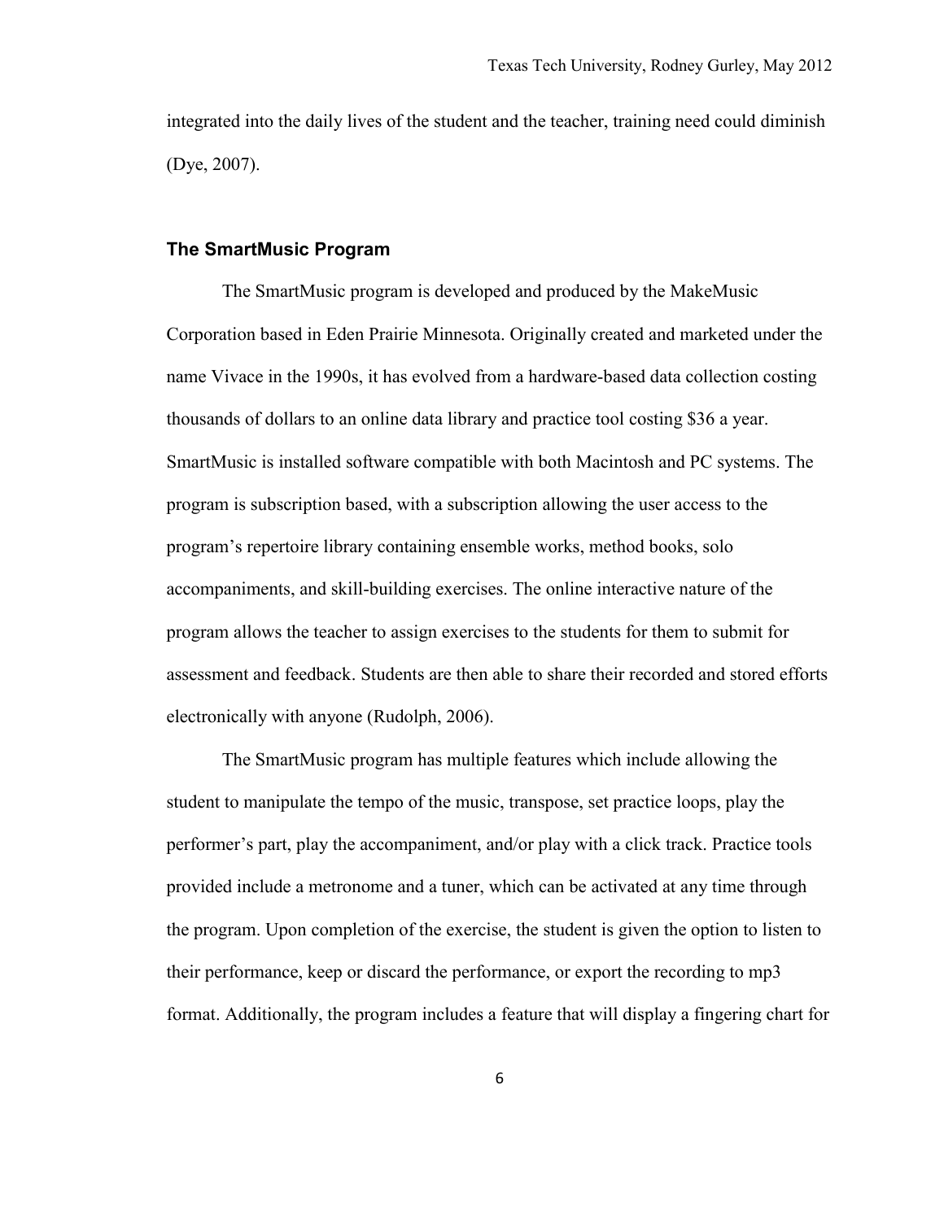integrated into the daily lives of the student and the teacher, training need could diminish (Dye, 2007).

### The SmartMusic Program

The SmartMusic program is developed and produced by the MakeMusic Corporation based in Eden Prairie Minnesota. Originally created and marketed under the name Vivace in the 1990s, it has evolved from a hardware-based data collection costing thousands of dollars to an online data library and practice tool costing $36 a year. SmartMusic is installed software compatible with both Macintosh and PC systems. The program is subscription based, with a subscription allowing the user access to the program's repertoire library containing ensemble works, method books, solo accompaniments, and skill-building exercises. The online interactive nature of the program allows the teacher to assign exercises to the students for them to submit for assessment and feedback. Students are then able to share their recorded and stored efforts electronically with anyone (Rudolph, 2006).

The SmartMusic program has multiple features which include allowing the student to manipulate the tempo of the music, transpose, set practice loops, play the performer's part, play the accompaniment, and/or play with a click track. Practice tools provided include a metronome and a tuner, which can be activated at any time through the program. Upon completion of the exercise, the student is given the option to listen to their performance, keep or discard the performance, or export the recording to mp3 format. Additionally, the program includes a feature that will display a fingering chart for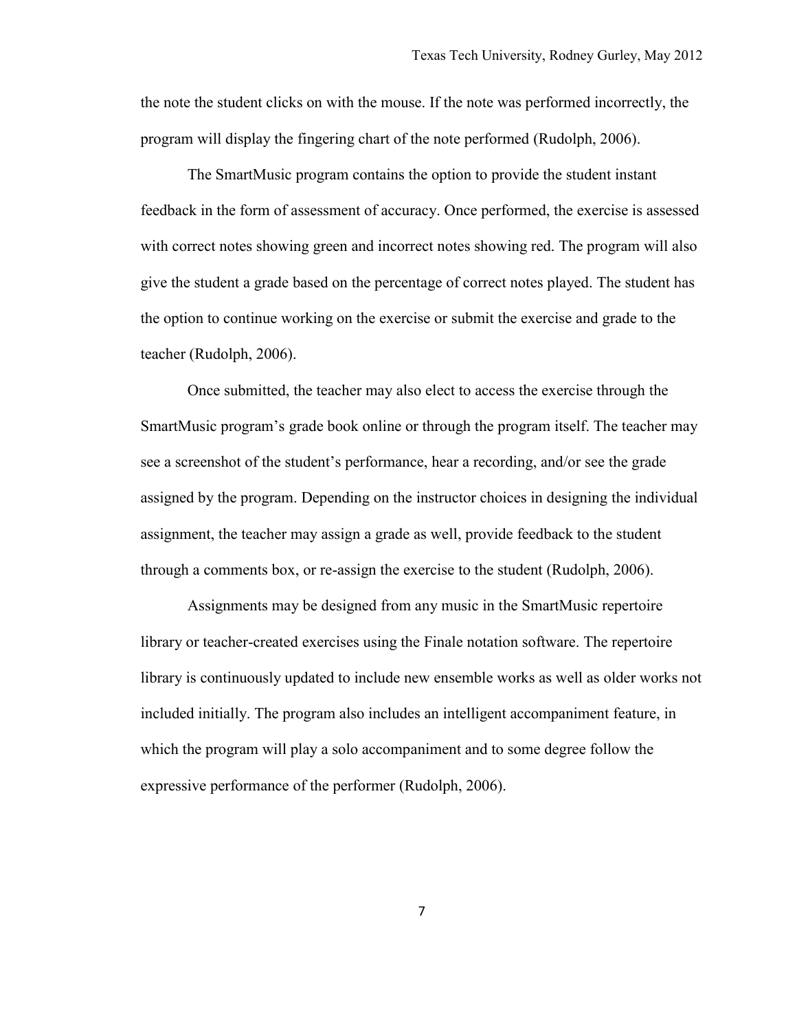the note the student clicks on with the mouse. If the note was performed incorrectly, the program will display the fingering chart of the note performed (Rudolph, 2006).

The SmartMusic program contains the option to provide the student instant feedback in the form of assessment of accuracy. Once performed, the exercise is assessed with correct notes showing green and incorrect notes showing red. The program will also give the student a grade based on the percentage of correct notes played. The student has the option to continue working on the exercise or submit the exercise and grade to the teacher (Rudolph, 2006).

Once submitted, the teacher may also elect to access the exercise through the SmartMusic program's grade book online or through the program itself. The teacher may see a screenshot of the student's performance, hear a recording, and/or see the grade assigned by the program. Depending on the instructor choices in designing the individual assignment, the teacher may assign a grade as well, provide feedback to the student through a comments box, or re-assign the exercise to the student (Rudolph, 2006).

Assignments may be designed from any music in the SmartMusic repertoire library or teacher-created exercises using the Finale notation software. The repertoire library is continuously updated to include new ensemble works as well as older works not included initially. The program also includes an intelligent accompaniment feature, in which the program will play a solo accompaniment and to some degree follow the expressive performance of the performer (Rudolph, 2006).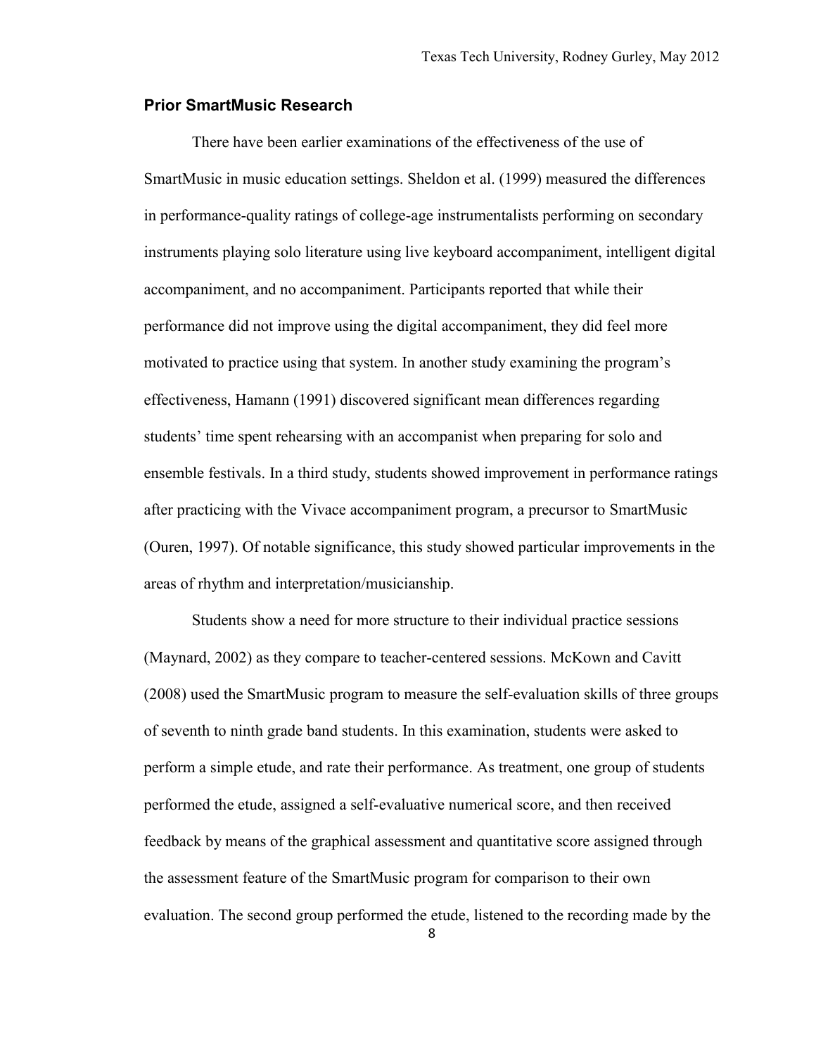### Prior SmartMusic Research

There have been earlier examinations of the effectiveness of the use of SmartMusic in music education settings. Sheldon et al. (1999) measured the differences in performance-quality ratings of college-age instrumentalists performing on secondary instruments playing solo literature using live keyboard accompaniment, intelligent digital accompaniment, and no accompaniment. Participants reported that while their performance did not improve using the digital accompaniment, they did feel more motivated to practice using that system. In another study examining the program's effectiveness, Hamann (1991) discovered significant mean differences regarding students' time spent rehearsing with an accompanist when preparing for solo and ensemble festivals. In a third study, students showed improvement in performance ratings after practicing with the Vivace accompaniment program, a precursor to SmartMusic (Ouren, 1997). Of notable significance, this study showed particular improvements in the areas of rhythm and interpretation/musicianship.

Students show a need for more structure to their individual practice sessions (Maynard, 2002) as they compare to teacher-centered sessions. McKown and Cavitt (2008) used the SmartMusic program to measure the self-evaluation skills of three groups of seventh to ninth grade band students. In this examination, students were asked to perform a simple etude, and rate their performance. As treatment, one group of students performed the etude, assigned a self-evaluative numerical score, and then received feedback by means of the graphical assessment and quantitative score assigned through the assessment feature of the SmartMusic program for comparison to their own evaluation. The second group performed the etude, listened to the recording made by the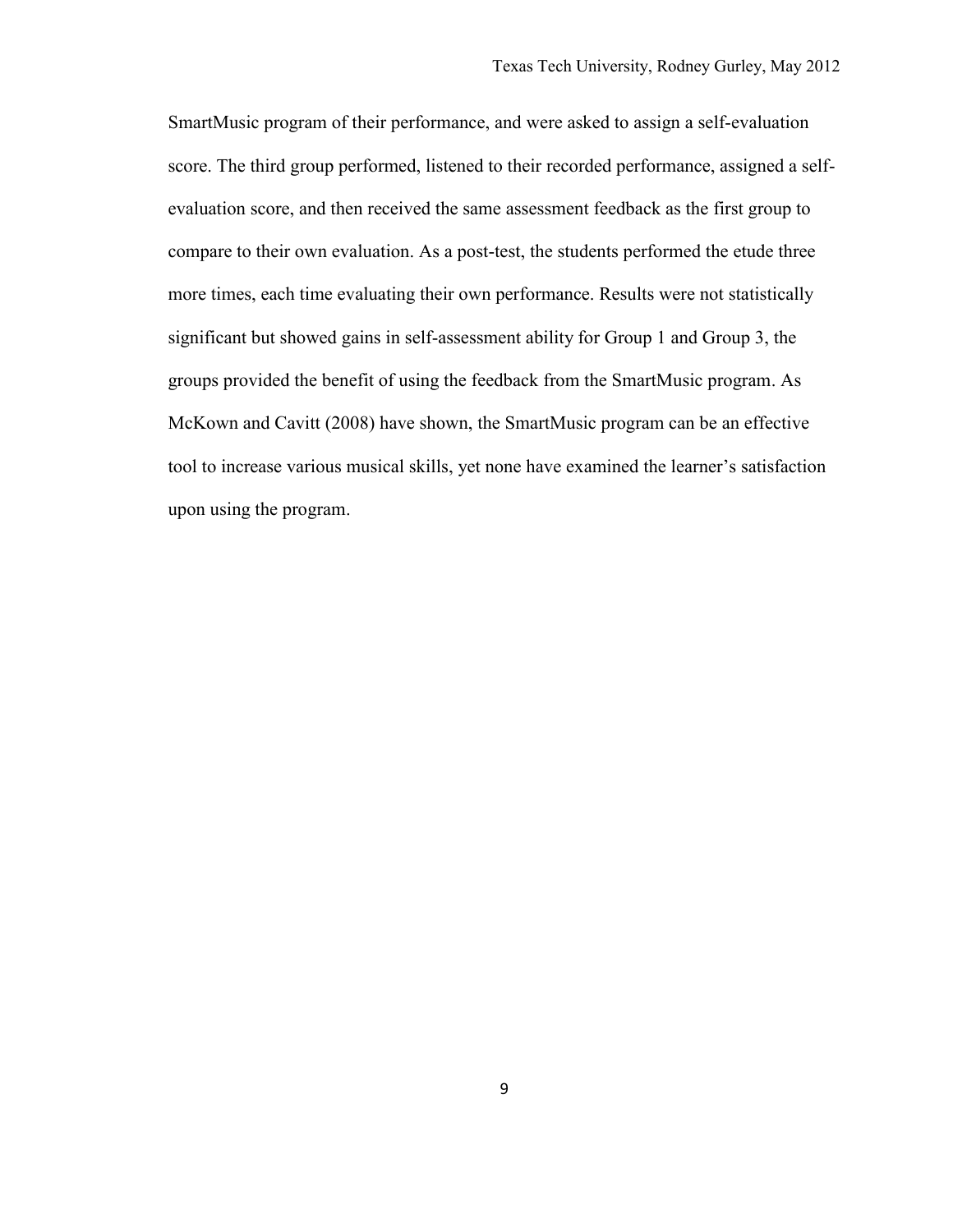SmartMusic program of their performance, and were asked to assign a self-evaluation score. The third group performed, listened to their recorded performance, assigned a self-evaluation score, and then received the same assessment feedback as the first group to compare to their own evaluation. As a post-test, the students performed the etude three more times, each time evaluating their own performance. Results were not statistically significant but showed gains in self-assessment ability for Group 1 and Group 3, the groups provided the benefit of using the feedback from the SmartMusic program. As McKown and Cavitt (2008) have shown, the SmartMusic program can be an effective tool to increase various musical skills, yet none have examined the learner's satisfaction upon using the program.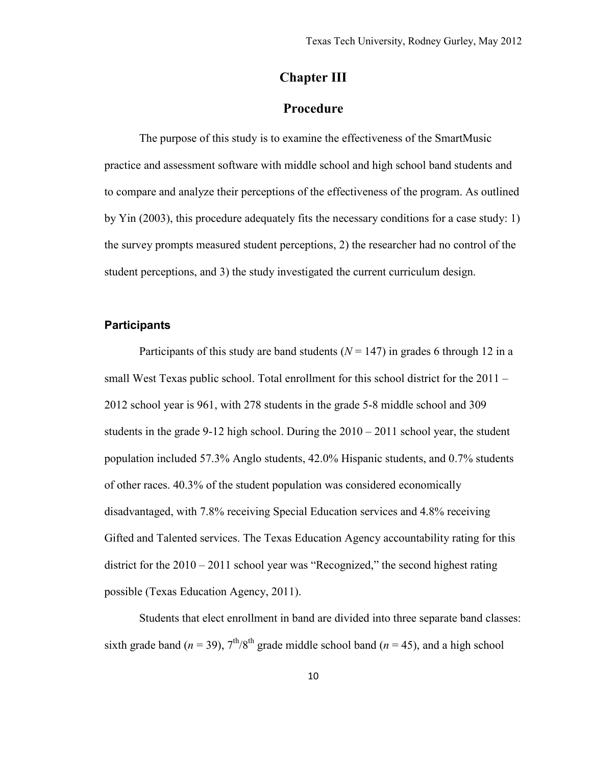# Chapter III

## Procedure

The purpose of this study is to examine the effectiveness of the SmartMusic practice and assessment software with middle school and high school band students and to compare and analyze their perceptions of the effectiveness of the program. As outlined by Yin (2003), this procedure adequately fits the necessary conditions for a case study: 1) the survey prompts measured student perceptions, 2) the researcher had no control of the student perceptions, and 3) the study investigated the current curriculum design.

### Participants

Participants of this study are band students ($N$ = 147) in grades 6 through 12 in a small West Texas public school. Total enrollment for this school district for the 2011 – 2012 school year is 961, with 278 students in the grade 5-8 middle school and 309 students in the grade 9-12 high school. During the 2010 – 2011 school year, the student population included 57.3% Anglo students, 42.0% Hispanic students, and 0.7% students of other races. 40.3% of the student population was considered economically disadvantaged, with 7.8% receiving Special Education services and 4.8% receiving Gifted and Talented services. The Texas Education Agency accountability rating for this district for the 2010 – 2011 school year was "Recognized," the second highest rating possible (Texas Education Agency, 2011).

Students that elect enrollment in band are divided into three separate band classes: sixth grade band ($n$ = 39), 7th/8th grade middle school band ($n$ = 45), and a high school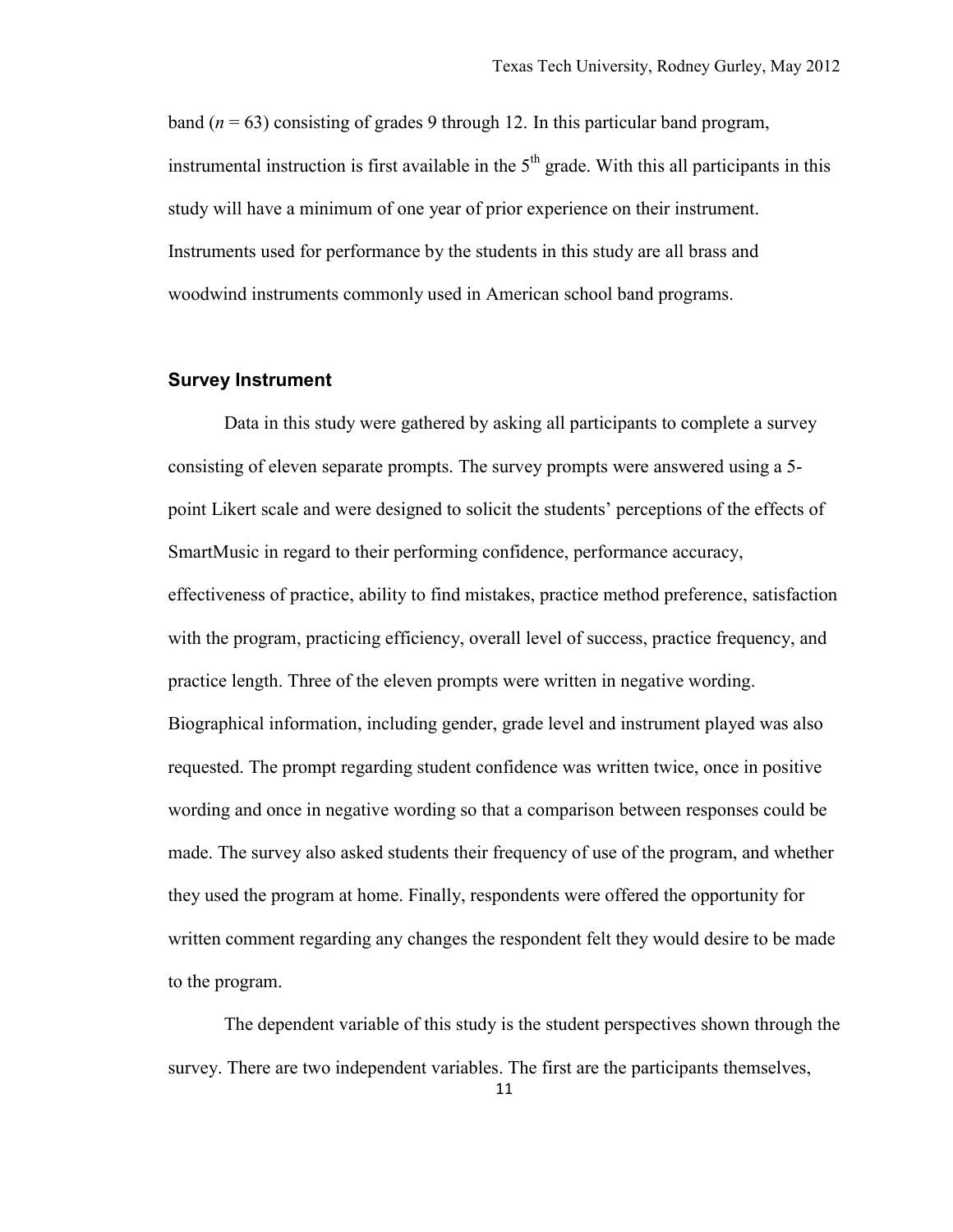band ($n = 63$) consisting of grades 9 through 12. In this particular band program, instrumental instruction is first available in the 5th grade. With this all participants in this study will have a minimum of one year of prior experience on their instrument. Instruments used for performance by the students in this study are all brass and woodwind instruments commonly used in American school band programs.

### Survey Instrument

Data in this study were gathered by asking all participants to complete a survey consisting of eleven separate prompts. The survey prompts were answered using a 5-point Likert scale and were designed to solicit the students' perceptions of the effects of SmartMusic in regard to their performing confidence, performance accuracy, effectiveness of practice, ability to find mistakes, practice method preference, satisfaction with the program, practicing efficiency, overall level of success, practice frequency, and practice length. Three of the eleven prompts were written in negative wording. Biographical information, including gender, grade level and instrument played was also requested. The prompt regarding student confidence was written twice, once in positive wording and once in negative wording so that a comparison between responses could be made. The survey also asked students their frequency of use of the program, and whether they used the program at home. Finally, respondents were offered the opportunity for written comment regarding any changes the respondent felt they would desire to be made to the program.

The dependent variable of this study is the student perspectives shown through the survey. There are two independent variables. The first are the participants themselves,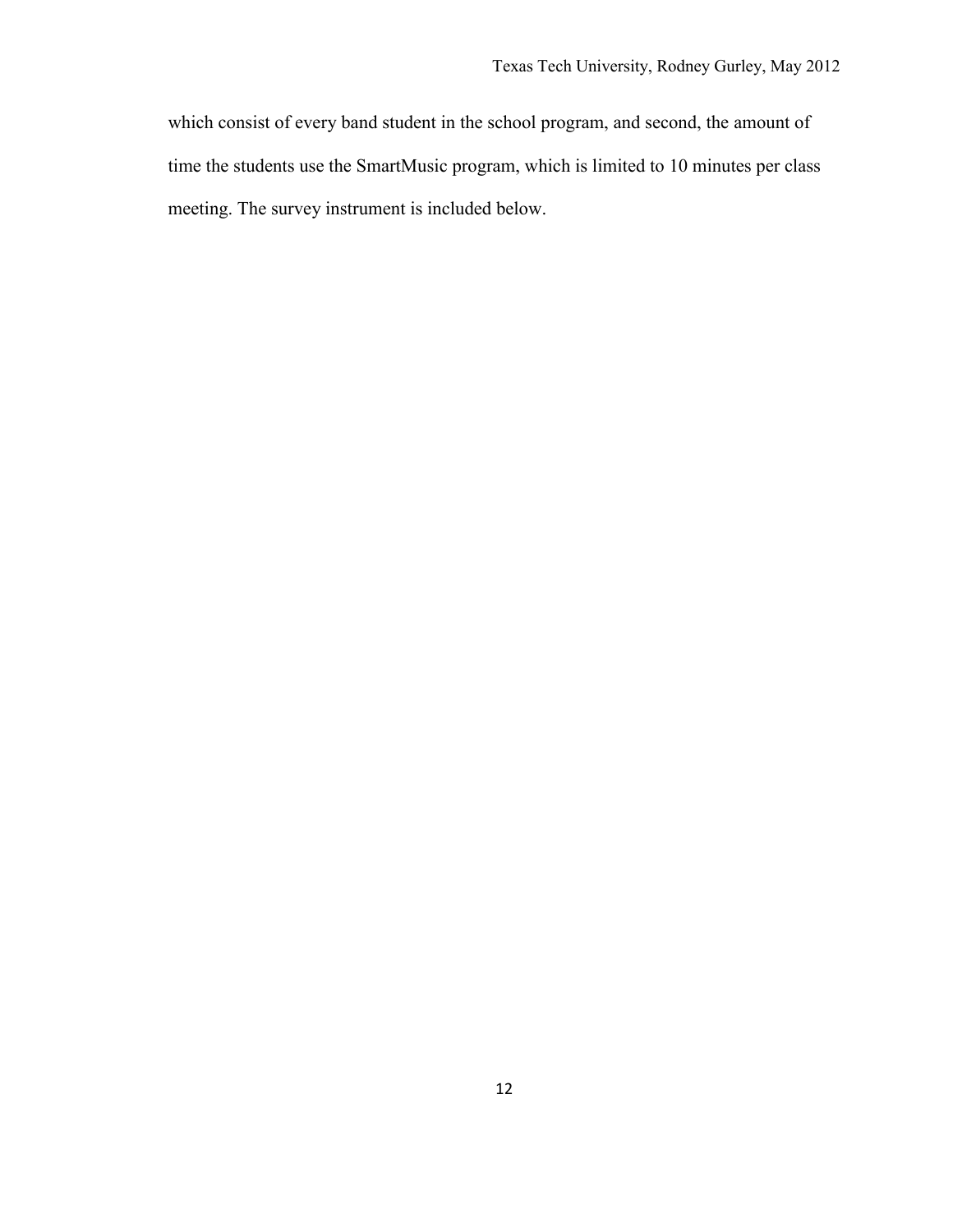which consist of every band student in the school program, and second, the amount of time the students use the SmartMusic program, which is limited to 10 minutes per class meeting. The survey instrument is included below.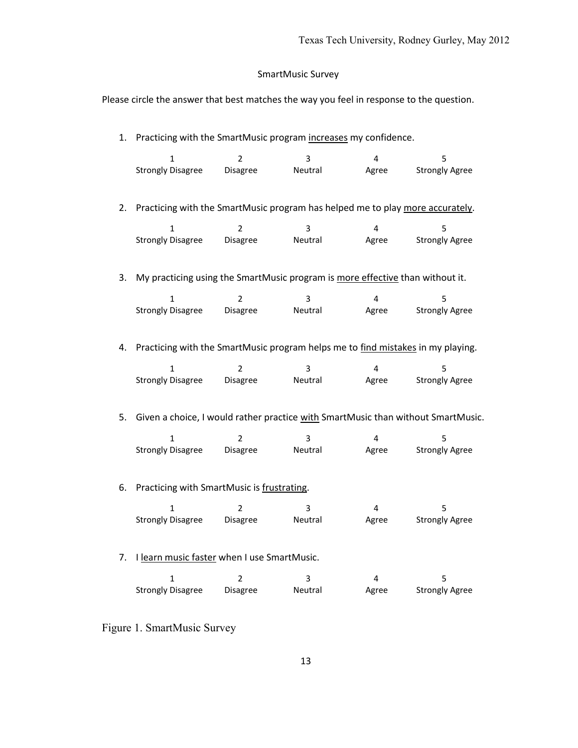SmartMusic Survey

Please circle the answer that best matches the way you feel in response to the question.

1. Practicing with the SmartMusic program <u>increases</u> my confidence.

| 1 | 2 | 3 | 4 | 5 |
|---|---|---|---|---|
| Strongly Disagree | Disagree | Neutral | Agree | Strongly Agree |

2. Practicing with the SmartMusic program has helped me to play <u>more accurately</u>.

| 1 | 2 | 3 | 4 | 5 |
|---|---|---|---|---|
| Strongly Disagree | Disagree | Neutral | Agree | Strongly Agree |

3. My practicing using the SmartMusic program is <u>more effective</u> than without it.

| 1 | 2 | 3 | 4 | 5 |
|---|---|---|---|---|
| Strongly Disagree | Disagree | Neutral | Agree | Strongly Agree |

4. Practicing with the SmartMusic program helps me to <u>find mistakes</u> in my playing.

| 1 | 2 | 3 | 4 | 5 |
|---|---|---|---|---|
| Strongly Disagree | Disagree | Neutral | Agree | Strongly Agree |

5. Given a choice, I would rather practice <u>with</u> SmartMusic than without SmartMusic.

| 1 | 2 | 3 | 4 | 5 |
|---|---|---|---|---|
| Strongly Disagree | Disagree | Neutral | Agree | Strongly Agree |

6. Practicing with SmartMusic is <u>frustrating</u>.

| 1 | 2 | 3 | 4 | 5 |
|---|---|---|---|---|
| Strongly Disagree | Disagree | Neutral | Agree | Strongly Agree |

7. I <u>learn music faster</u> when I use SmartMusic.

| 1 | 2 | 3 | 4 | 5 |
|---|---|---|---|---|
| Strongly Disagree | Disagree | Neutral | Agree | Strongly Agree |

Figure 1. SmartMusic Survey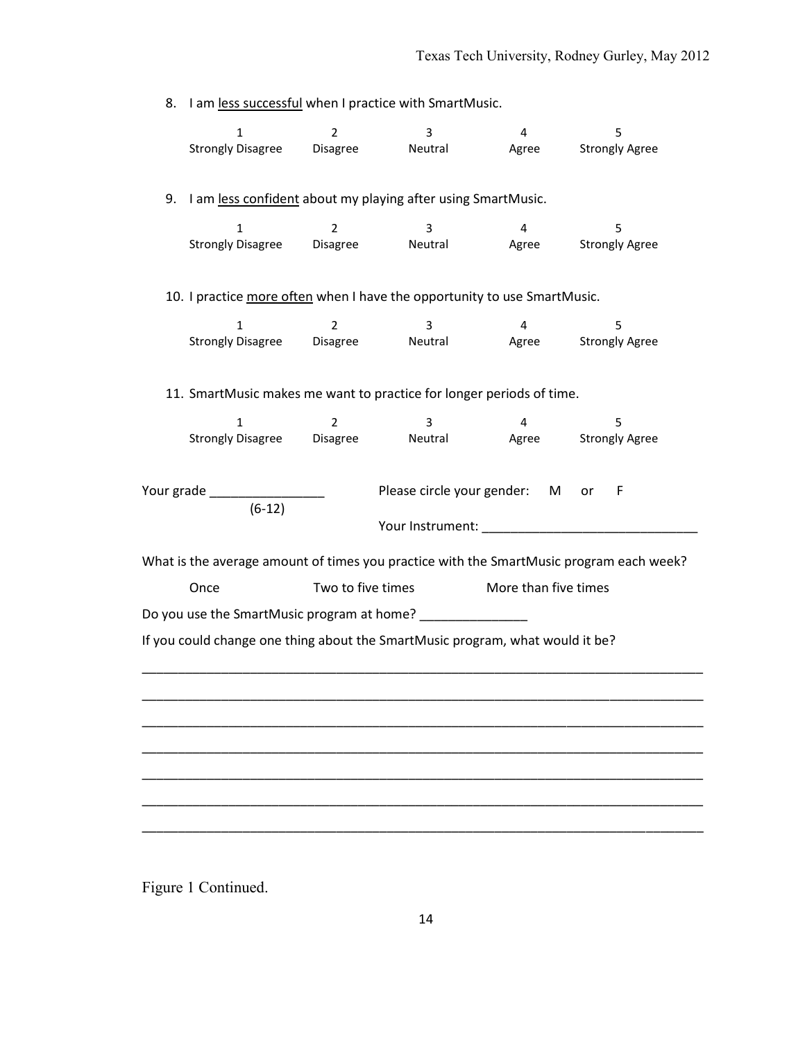8. I am <u>less successful</u> when I practice with SmartMusic.

| 1 | 2 | 3 | 4 | 5 |
|---|---|---|---|---|
| Strongly Disagree | Disagree | Neutral | Agree | Strongly Agree |

9. I am <u>less confident</u> about my playing after using SmartMusic.

| 1 | 2 | 3 | 4 | 5 |
|---|---|---|---|---|
| Strongly Disagree | Disagree | Neutral | Agree | Strongly Agree |

10. I practice <u>more often</u> when I have the opportunity to use SmartMusic.

| 1 | 2 | 3 | 4 | 5 |
|---|---|---|---|---|
| Strongly Disagree | Disagree | Neutral | Agree | Strongly Agree |

11. SmartMusic makes me want to practice for longer periods of time.

| 1 | 2 | 3 | 4 | 5 |
|---|---|---|---|---|
| Strongly Disagree | Disagree | Neutral | Agree | Strongly Agree |

Your grade ________________ (6-12)

Please circle your gender: M or F

Your Instrument: ______________________________

What is the average amount of times you practice with the SmartMusic program each week?

Once    Two to five times    More than five times

Do you use the SmartMusic program at home? _______________

If you could change one thing about the SmartMusic program, what would it be?

_______________________________________________________________________________

_______________________________________________________________________________

_______________________________________________________________________________

_______________________________________________________________________________

_______________________________________________________________________________

_______________________________________________________________________________

_______________________________________________________________________________

Figure 1 Continued.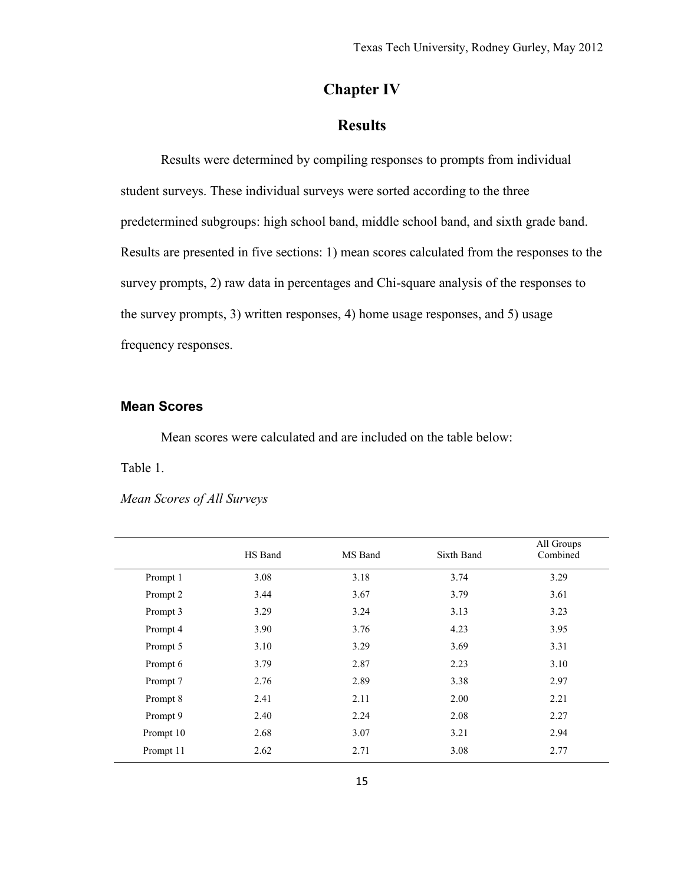# Chapter IV

## Results

Results were determined by compiling responses to prompts from individual student surveys. These individual surveys were sorted according to the three predetermined subgroups: high school band, middle school band, and sixth grade band. Results are presented in five sections: 1) mean scores calculated from the responses to the survey prompts, 2) raw data in percentages and Chi-square analysis of the responses to the survey prompts, 3) written responses, 4) home usage responses, and 5) usage frequency responses.

### Mean Scores

Mean scores were calculated and are included on the table below:

Table 1.

*Mean Scores of All Surveys*

| | HS Band | MS Band | Sixth Band | All Groups Combined |
|---|---|---|---|---|
| Prompt 1 | 3.08 | 3.18 | 3.74 | 3.29 |
| Prompt 2 | 3.44 | 3.67 | 3.79 | 3.61 |
| Prompt 3 | 3.29 | 3.24 | 3.13 | 3.23 |
| Prompt 4 | 3.90 | 3.76 | 4.23 | 3.95 |
| Prompt 5 | 3.10 | 3.29 | 3.69 | 3.31 |
| Prompt 6 | 3.79 | 2.87 | 2.23 | 3.10 |
| Prompt 7 | 2.76 | 2.89 | 3.38 | 2.97 |
| Prompt 8 | 2.41 | 2.11 | 2.00 | 2.21 |
| Prompt 9 | 2.40 | 2.24 | 2.08 | 2.27 |
| Prompt 10 | 2.68 | 3.07 | 3.21 | 2.94 |
| Prompt 11 | 2.62 | 2.71 | 3.08 | 2.77 |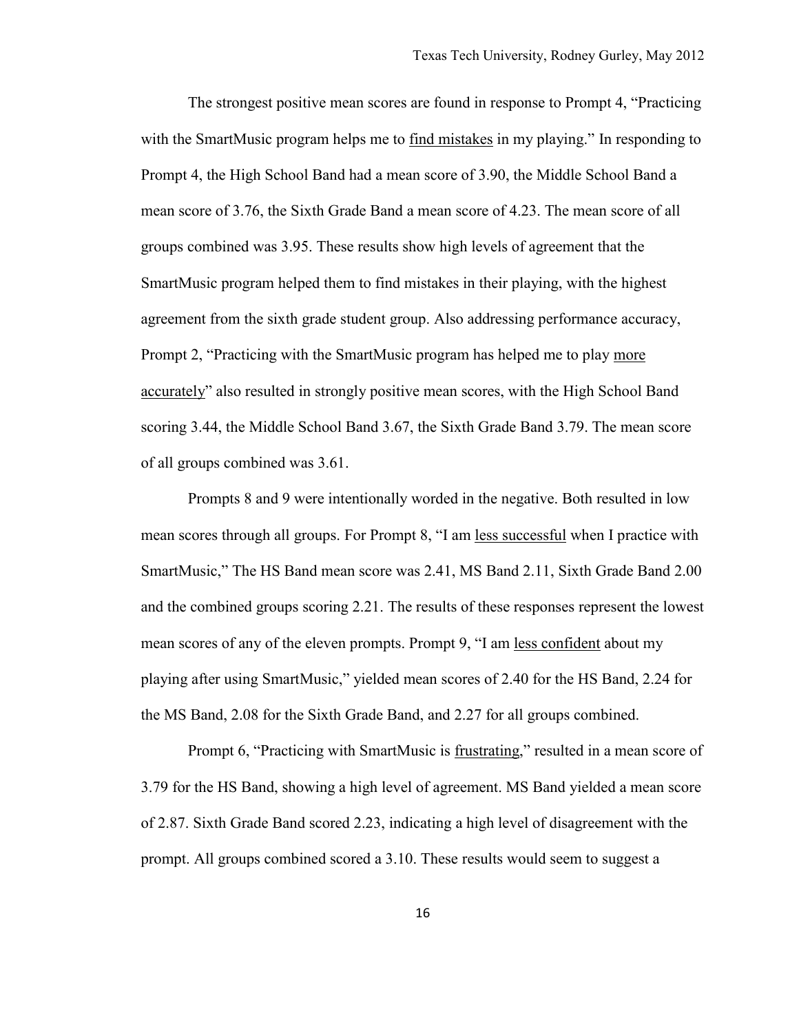The strongest positive mean scores are found in response to Prompt 4, "Practicing with the SmartMusic program helps me to <u>find mistakes</u> in my playing." In responding to Prompt 4, the High School Band had a mean score of 3.90, the Middle School Band a mean score of 3.76, the Sixth Grade Band a mean score of 4.23. The mean score of all groups combined was 3.95. These results show high levels of agreement that the SmartMusic program helped them to find mistakes in their playing, with the highest agreement from the sixth grade student group. Also addressing performance accuracy, Prompt 2, "Practicing with the SmartMusic program has helped me to play <u>more accurately</u>" also resulted in strongly positive mean scores, with the High School Band scoring 3.44, the Middle School Band 3.67, the Sixth Grade Band 3.79. The mean score of all groups combined was 3.61.

Prompts 8 and 9 were intentionally worded in the negative. Both resulted in low mean scores through all groups. For Prompt 8, "I am <u>less successful</u> when I practice with SmartMusic," The HS Band mean score was 2.41, MS Band 2.11, Sixth Grade Band 2.00 and the combined groups scoring 2.21. The results of these responses represent the lowest mean scores of any of the eleven prompts. Prompt 9, "I am <u>less confident</u> about my playing after using SmartMusic," yielded mean scores of 2.40 for the HS Band, 2.24 for the MS Band, 2.08 for the Sixth Grade Band, and 2.27 for all groups combined.

Prompt 6, "Practicing with SmartMusic is <u>frustrating</u>," resulted in a mean score of 3.79 for the HS Band, showing a high level of agreement. MS Band yielded a mean score of 2.87. Sixth Grade Band scored 2.23, indicating a high level of disagreement with the prompt. All groups combined scored a 3.10. These results would seem to suggest a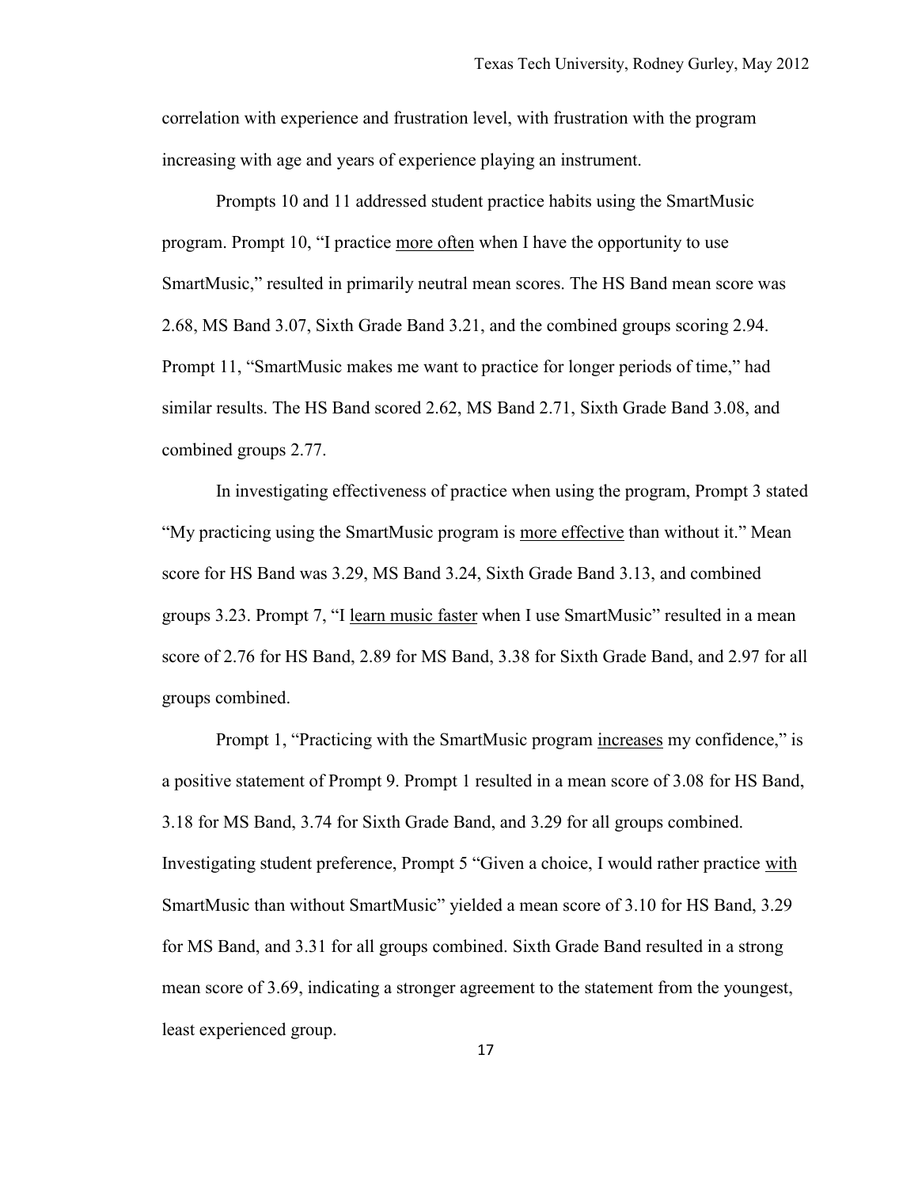correlation with experience and frustration level, with frustration with the program increasing with age and years of experience playing an instrument.

Prompts 10 and 11 addressed student practice habits using the SmartMusic program. Prompt 10, "I practice <u>more often</u> when I have the opportunity to use SmartMusic," resulted in primarily neutral mean scores. The HS Band mean score was 2.68, MS Band 3.07, Sixth Grade Band 3.21, and the combined groups scoring 2.94. Prompt 11, "SmartMusic makes me want to practice for longer periods of time," had similar results. The HS Band scored 2.62, MS Band 2.71, Sixth Grade Band 3.08, and combined groups 2.77.

In investigating effectiveness of practice when using the program, Prompt 3 stated "My practicing using the SmartMusic program is <u>more effective</u> than without it." Mean score for HS Band was 3.29, MS Band 3.24, Sixth Grade Band 3.13, and combined groups 3.23. Prompt 7, "I <u>learn music faster</u> when I use SmartMusic" resulted in a mean score of 2.76 for HS Band, 2.89 for MS Band, 3.38 for Sixth Grade Band, and 2.97 for all groups combined.

Prompt 1, "Practicing with the SmartMusic program <u>increases</u> my confidence," is a positive statement of Prompt 9. Prompt 1 resulted in a mean score of 3.08 for HS Band, 3.18 for MS Band, 3.74 for Sixth Grade Band, and 3.29 for all groups combined. Investigating student preference, Prompt 5 "Given a choice, I would rather practice <u>with</u> SmartMusic than without SmartMusic" yielded a mean score of 3.10 for HS Band, 3.29 for MS Band, and 3.31 for all groups combined. Sixth Grade Band resulted in a strong mean score of 3.69, indicating a stronger agreement to the statement from the youngest, least experienced group.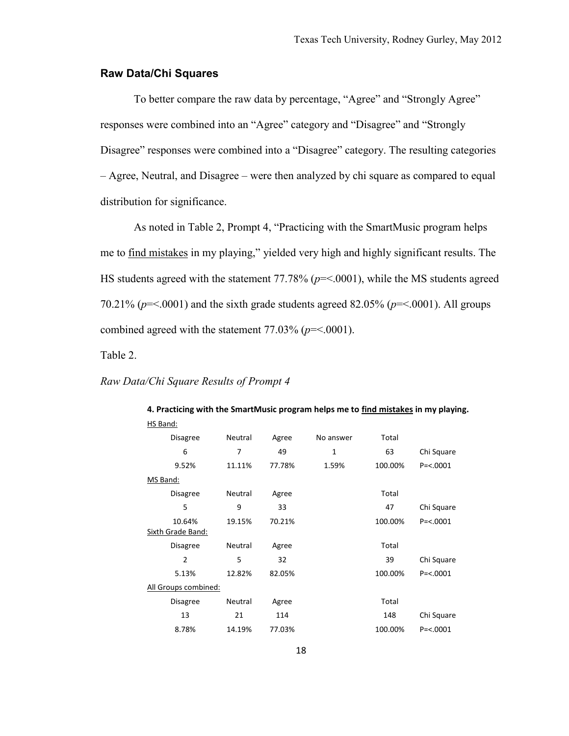## Raw Data/Chi Squares

To better compare the raw data by percentage, "Agree" and "Strongly Agree" responses were combined into an "Agree" category and "Disagree" and "Strongly Disagree" responses were combined into a "Disagree" category. The resulting categories – Agree, Neutral, and Disagree – were then analyzed by chi square as compared to equal distribution for significance.

As noted in Table 2, Prompt 4, "Practicing with the SmartMusic program helps me to find mistakes in my playing," yielded very high and highly significant results. The HS students agreed with the statement 77.78% ($p$=<.0001), while the MS students agreed 70.21% ($p$=<.0001) and the sixth grade students agreed 82.05% ($p$=<.0001). All groups combined agreed with the statement 77.03% ($p$=<.0001).

Table 2.

*Raw Data/Chi Square Results of Prompt 4*

**4. Practicing with the SmartMusic program helps me to find mistakes in my playing.**

| HS Band: | | | | | |
|---|---|---|---|---|---|
| Disagree | Neutral | Agree | No answer | Total | |
| 6 | 7 | 49 | 1 | 63 | Chi Square |
| 9.52% | 11.11% | 77.78% | 1.59% | 100.00% | P=<.0001 |
| MS Band: | | | | | |
| Disagree | Neutral | Agree | | Total | |
| 5 | 9 | 33 | | 47 | Chi Square |
| 10.64% | 19.15% | 70.21% | | 100.00% | P=<.0001 |
| Sixth Grade Band: | | | | | |
| Disagree | Neutral | Agree | | Total | |
| 2 | 5 | 32 | | 39 | Chi Square |
| 5.13% | 12.82% | 82.05% | | 100.00% | P=<.0001 |
| All Groups combined: | | | | | |
| Disagree | Neutral | Agree | | Total | |
| 13 | 21 | 114 | | 148 | Chi Square |
| 8.78% | 14.19% | 77.03% | | 100.00% | P=<.0001 |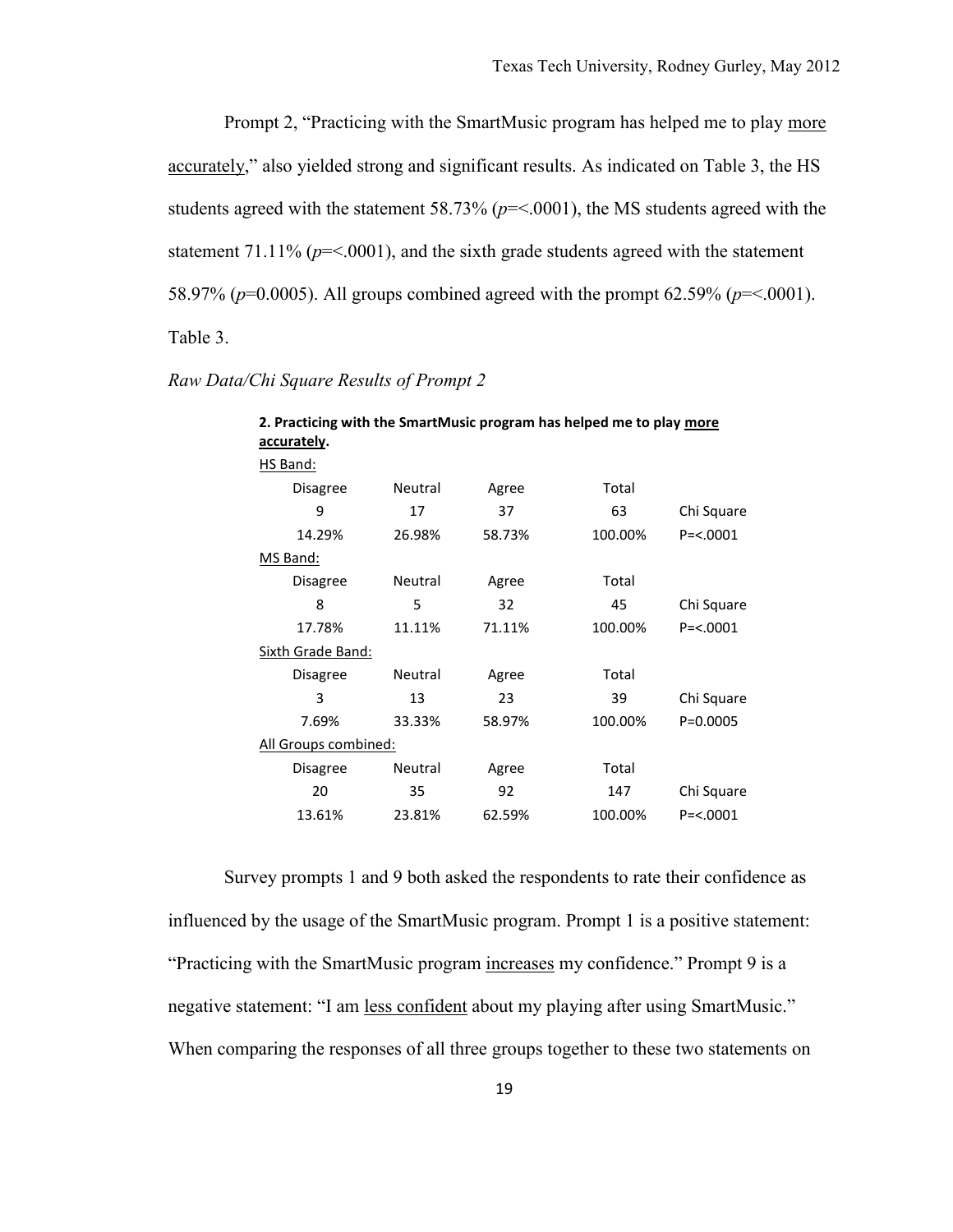Prompt 2, "Practicing with the SmartMusic program has helped me to play more accurately," also yielded strong and significant results. As indicated on Table 3, the HS students agreed with the statement 58.73% ($p$=<.0001), the MS students agreed with the statement 71.11% ($p$=<.0001), and the sixth grade students agreed with the statement 58.97% ($p$=0.0005). All groups combined agreed with the prompt 62.59% ($p$=<.0001).

Table 3.

*Raw Data/Chi Square Results of Prompt 2*

| **2. Practicing with the SmartMusic program has helped me to play more accurately.** | | | | |
|---|---|---|---|---|
| HS Band: | | | | |
| Disagree | Neutral | Agree | Total | |
| 9 | 17 | 37 | 63 | Chi Square |
| 14.29% | 26.98% | 58.73% | 100.00% | P=<.0001 |
| MS Band: | | | | |
| Disagree | Neutral | Agree | Total | |
| 8 | 5 | 32 | 45 | Chi Square |
| 17.78% | 11.11% | 71.11% | 100.00% | P=<.0001 |
| Sixth Grade Band: | | | | |
| Disagree | Neutral | Agree | Total | |
| 3 | 13 | 23 | 39 | Chi Square |
| 7.69% | 33.33% | 58.97% | 100.00% | P=0.0005 |
| All Groups combined: | | | | |
| Disagree | Neutral | Agree | Total | |
| 20 | 35 | 92 | 147 | Chi Square |
| 13.61% | 23.81% | 62.59% | 100.00% | P=<.0001 |

Survey prompts 1 and 9 both asked the respondents to rate their confidence as influenced by the usage of the SmartMusic program. Prompt 1 is a positive statement: "Practicing with the SmartMusic program increases my confidence." Prompt 9 is a negative statement: "I am less confident about my playing after using SmartMusic." When comparing the responses of all three groups together to these two statements on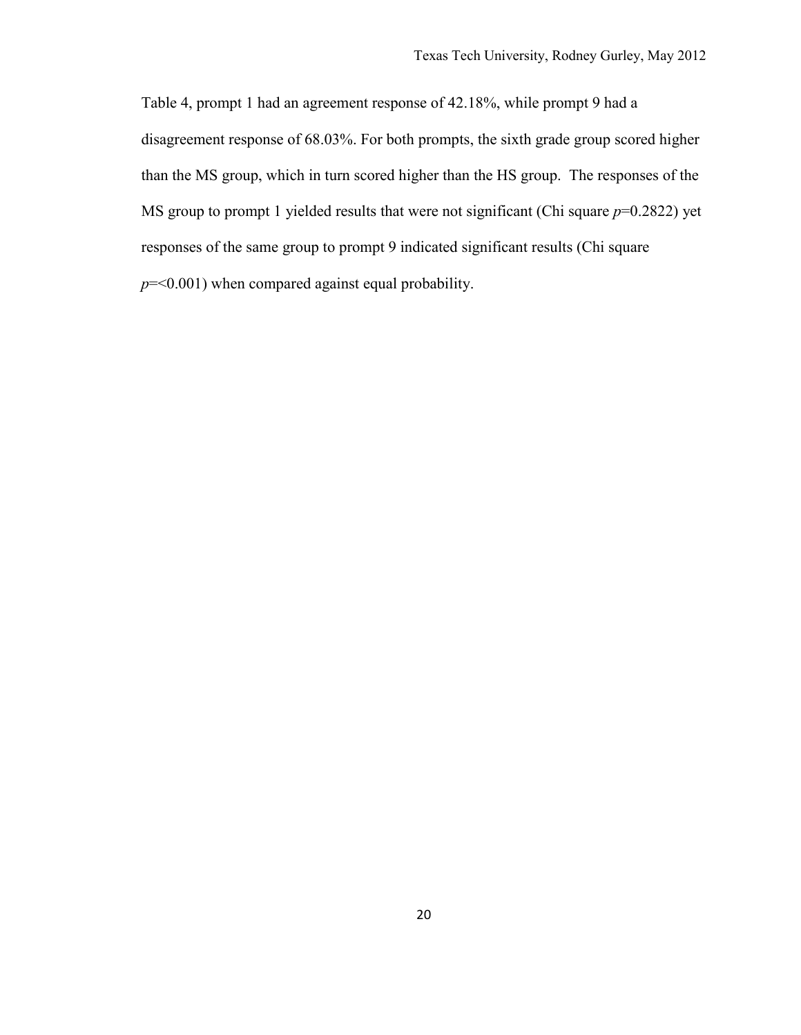Table 4, prompt 1 had an agreement response of 42.18%, while prompt 9 had a disagreement response of 68.03%. For both prompts, the sixth grade group scored higher than the MS group, which in turn scored higher than the HS group. The responses of the MS group to prompt 1 yielded results that were not significant (Chi square $p=0.2822$) yet responses of the same group to prompt 9 indicated significant results (Chi square $p=<0.001$) when compared against equal probability.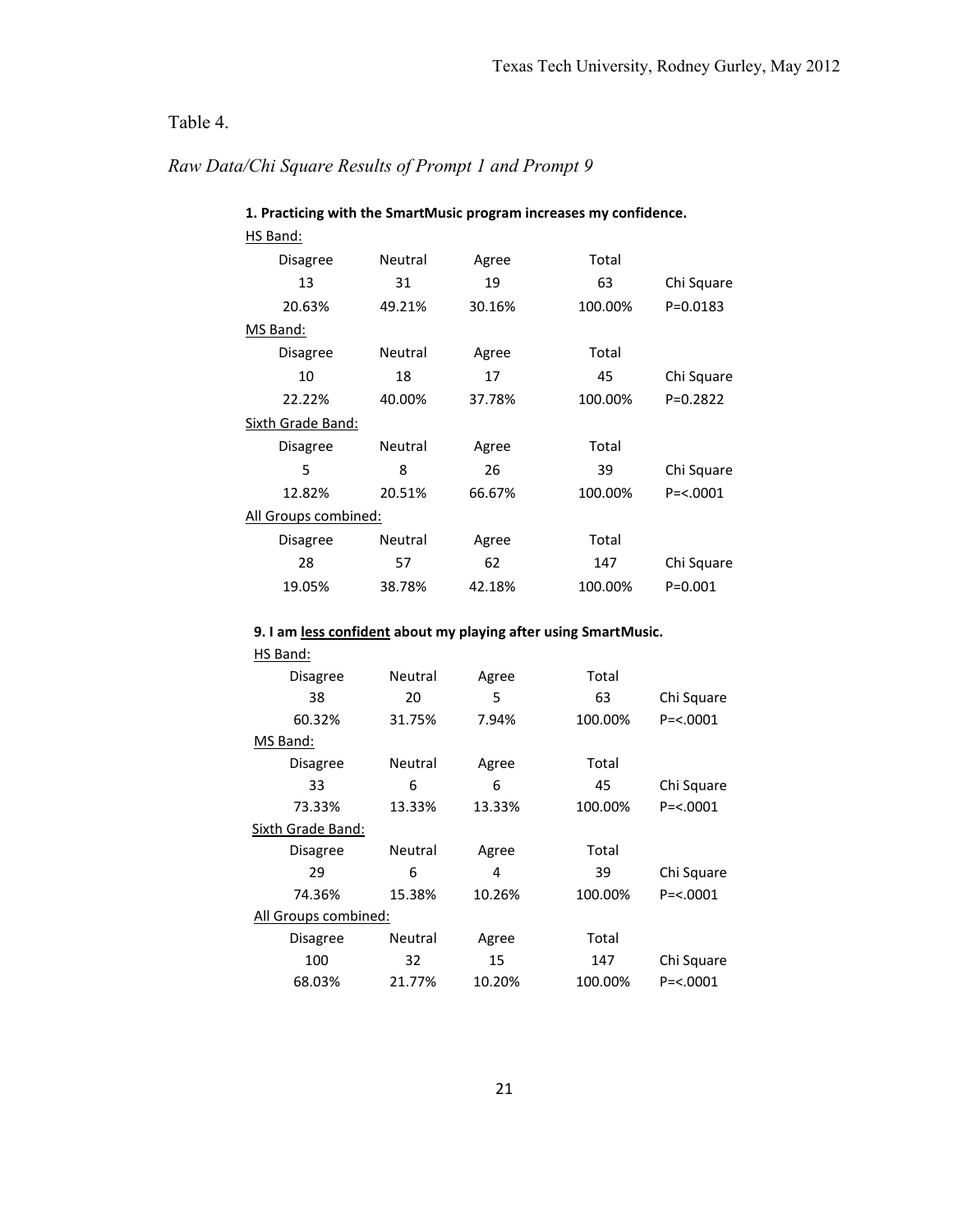Table 4.

*Raw Data/Chi Square Results of Prompt 1 and Prompt 9*

**1. Practicing with the SmartMusic program increases my confidence.**

HS Band:

| Disagree | Neutral | Agree | Total | |
|---|---|---|---|---|
| 13 | 31 | 19 | 63 | Chi Square |
| 20.63% | 49.21% | 30.16% | 100.00% | P=0.0183 |

MS Band:

| Disagree | Neutral | Agree | Total | |
|---|---|---|---|---|
| 10 | 18 | 17 | 45 | Chi Square |
| 22.22% | 40.00% | 37.78% | 100.00% | P=0.2822 |

Sixth Grade Band:

| Disagree | Neutral | Agree | Total | |
|---|---|---|---|---|
| 5 | 8 | 26 | 39 | Chi Square |
| 12.82% | 20.51% | 66.67% | 100.00% | P=<.0001 |

All Groups combined:

| Disagree | Neutral | Agree | Total | |
|---|---|---|---|---|
| 28 | 57 | 62 | 147 | Chi Square |
| 19.05% | 38.78% | 42.18% | 100.00% | P=0.001 |

**9. I am <u>less confident</u> about my playing after using SmartMusic.**

HS Band:

| Disagree | Neutral | Agree | Total | |
|---|---|---|---|---|
| 38 | 20 | 5 | 63 | Chi Square |
| 60.32% | 31.75% | 7.94% | 100.00% | P=<.0001 |

MS Band:

| Disagree | Neutral | Agree | Total | |
|---|---|---|---|---|
| 33 | 6 | 6 | 45 | Chi Square |
| 73.33% | 13.33% | 13.33% | 100.00% | P=<.0001 |

Sixth Grade Band:

| Disagree | Neutral | Agree | Total | |
|---|---|---|---|---|
| 29 | 6 | 4 | 39 | Chi Square |
| 74.36% | 15.38% | 10.26% | 100.00% | P=<.0001 |

All Groups combined:

| Disagree | Neutral | Agree | Total | |
|---|---|---|---|---|
| 100 | 32 | 15 | 147 | Chi Square |
| 68.03% | 21.77% | 10.20% | 100.00% | P=<.0001 |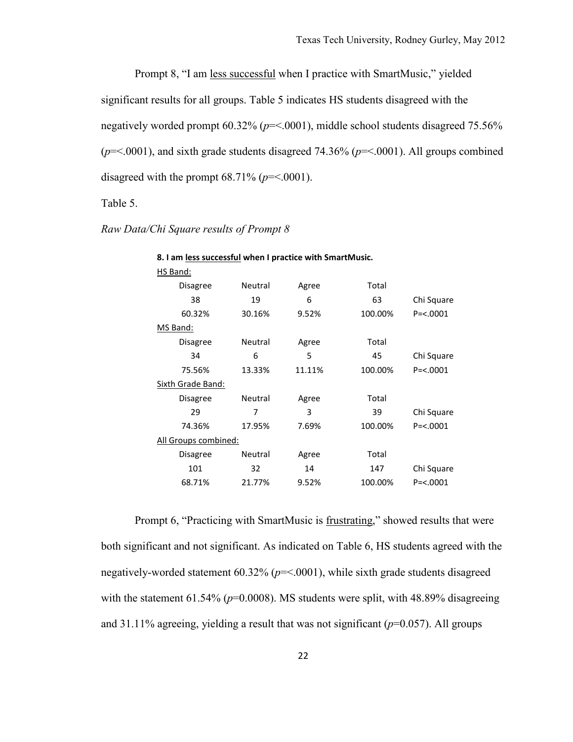Prompt 8, "I am <u>less successful</u> when I practice with SmartMusic," yielded significant results for all groups. Table 5 indicates HS students disagreed with the negatively worded prompt 60.32% ($p$=<.0001), middle school students disagreed 75.56% ($p$=<.0001), and sixth grade students disagreed 74.36% ($p$=<.0001). All groups combined disagreed with the prompt 68.71% ($p$=<.0001).

Table 5.

*Raw Data/Chi Square results of Prompt 8*

**8. I am <u>less successful</u> when I practice with SmartMusic.**

| | Disagree | Neutral | Agree | Total | |
|---|---|---|---|---|---|
| HS Band: | | | | | |
| | 38 | 19 | 6 | 63 | Chi Square |
| | 60.32% | 30.16% | 9.52% | 100.00% | P=<.0001 |
| MS Band: | Disagree | Neutral | Agree | Total | |
| | 34 | 6 | 5 | 45 | Chi Square |
| | 75.56% | 13.33% | 11.11% | 100.00% | P=<.0001 |
| Sixth Grade Band: | Disagree | Neutral | Agree | Total | |
| | 29 | 7 | 3 | 39 | Chi Square |
| | 74.36% | 17.95% | 7.69% | 100.00% | P=<.0001 |
| All Groups combined: | Disagree | Neutral | Agree | Total | |
| | 101 | 32 | 14 | 147 | Chi Square |
| | 68.71% | 21.77% | 9.52% | 100.00% | P=<.0001 |

Prompt 6, "Practicing with SmartMusic is <u>frustrating</u>," showed results that were both significant and not significant. As indicated on Table 6, HS students agreed with the negatively-worded statement 60.32% ($p$=<.0001), while sixth grade students disagreed with the statement 61.54% ($p$=0.0008). MS students were split, with 48.89% disagreeing and 31.11% agreeing, yielding a result that was not significant ($p$=0.057). All groups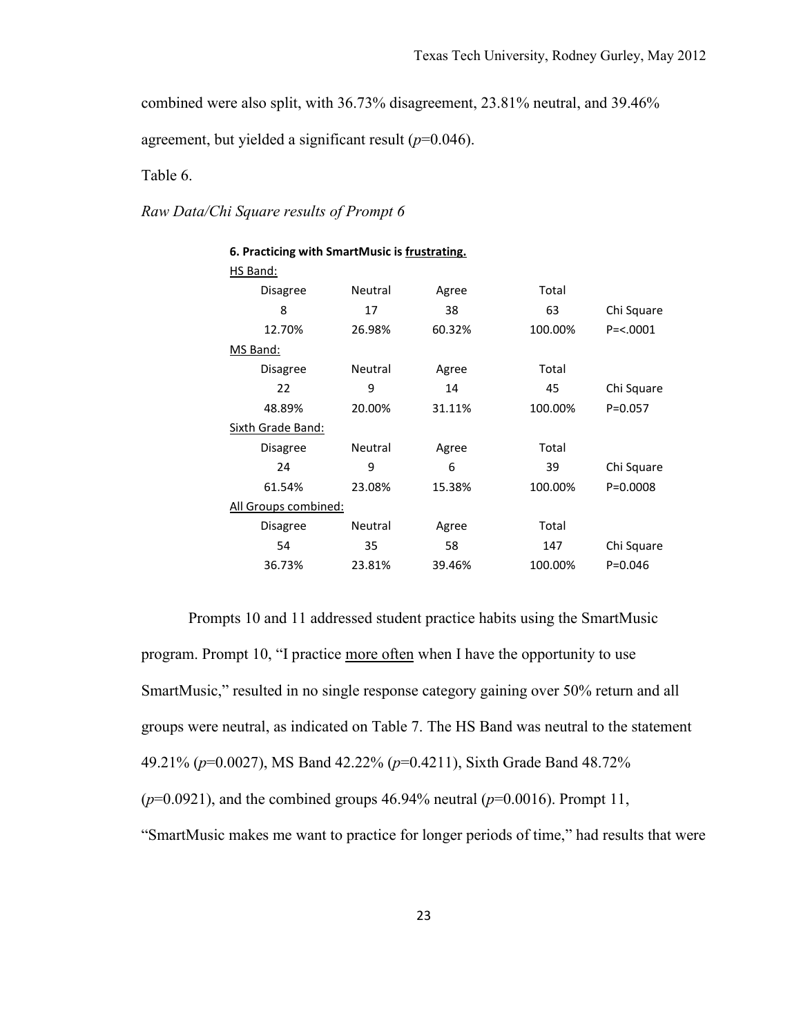combined were also split, with 36.73% disagreement, 23.81% neutral, and 39.46% agreement, but yielded a significant result ($p$=0.046).

Table 6.

*Raw Data/Chi Square results of Prompt 6*

**6. Practicing with SmartMusic is frustrating.**

| | Disagree | Neutral | Agree | Total | |
|---|---|---|---|---|---|
| HS Band: | | | | | |
| | 8 | 17 | 38 | 63 | Chi Square |
| | 12.70% | 26.98% | 60.32% | 100.00% | P=<.0001 |
| MS Band: | | | | | |
| | Disagree | Neutral | Agree | Total | |
| | 22 | 9 | 14 | 45 | Chi Square |
| | 48.89% | 20.00% | 31.11% | 100.00% | P=0.057 |
| Sixth Grade Band: | | | | | |
| | Disagree | Neutral | Agree | Total | |
| | 24 | 9 | 6 | 39 | Chi Square |
| | 61.54% | 23.08% | 15.38% | 100.00% | P=0.0008 |
| All Groups combined: | | | | | |
| | Disagree | Neutral | Agree | Total | |
| | 54 | 35 | 58 | 147 | Chi Square |
| | 36.73% | 23.81% | 39.46% | 100.00% | P=0.046 |

Prompts 10 and 11 addressed student practice habits using the SmartMusic program. Prompt 10, "I practice more often when I have the opportunity to use SmartMusic," resulted in no single response category gaining over 50% return and all groups were neutral, as indicated on Table 7. The HS Band was neutral to the statement 49.21% ($p$=0.0027), MS Band 42.22% ($p$=0.4211), Sixth Grade Band 48.72% ($p$=0.0921), and the combined groups 46.94% neutral ($p$=0.0016). Prompt 11, "SmartMusic makes me want to practice for longer periods of time," had results that were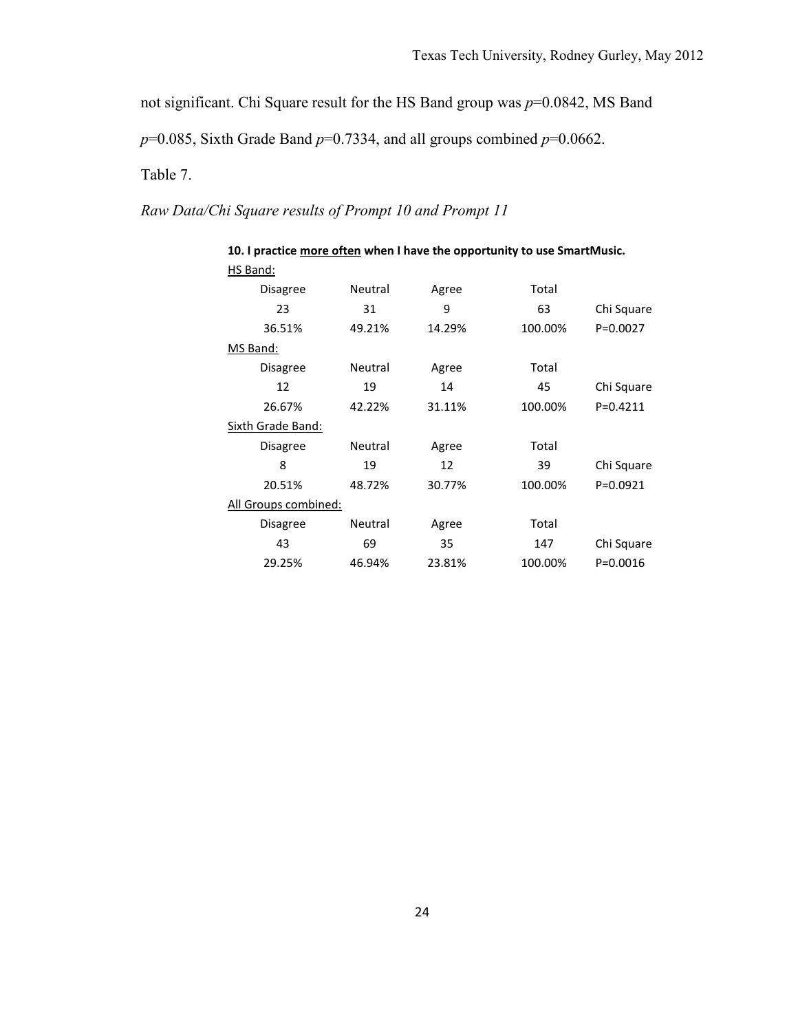not significant. Chi Square result for the HS Band group was $p$=0.0842, MS Band $p$=0.085, Sixth Grade Band $p$=0.7334, and all groups combined $p$=0.0662.

Table 7.

*Raw Data/Chi Square results of Prompt 10 and Prompt 11*

**10. I practice <u>more often</u> when I have the opportunity to use SmartMusic.**

| | Disagree | Neutral | Agree | Total | |
|---|---|---|---|---|---|
| HS Band: | | | | | |
| | 23 | 31 | 9 | 63 | Chi Square |
| | 36.51% | 49.21% | 14.29% | 100.00% | P=0.0027 |
| MS Band: | | | | | |
| | 12 | 19 | 14 | 45 | Chi Square |
| | 26.67% | 42.22% | 31.11% | 100.00% | P=0.4211 |
| Sixth Grade Band: | | | | | |
| | 8 | 19 | 12 | 39 | Chi Square |
| | 20.51% | 48.72% | 30.77% | 100.00% | P=0.0921 |
| All Groups combined: | | | | | |
| | 43 | 69 | 35 | 147 | Chi Square |
| | 29.25% | 46.94% | 23.81% | 100.00% | P=0.0016 |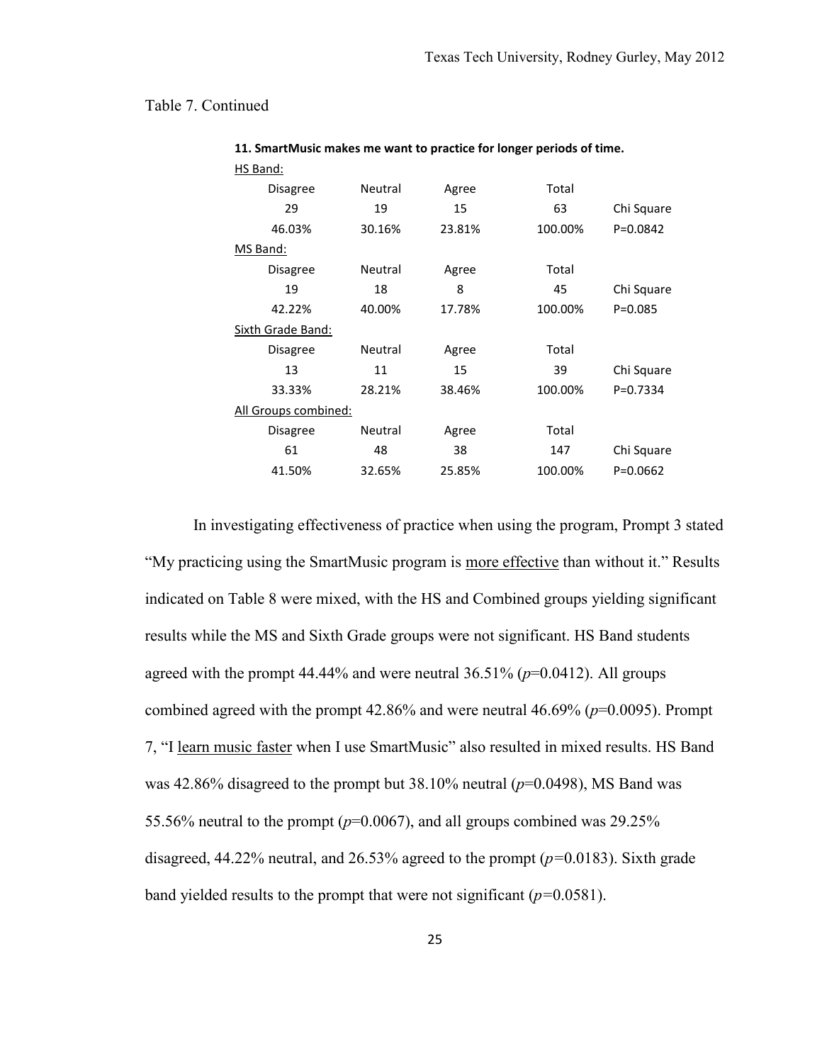Table 7. Continued

**11. SmartMusic makes me want to practice for longer periods of time.**

| | | | | |
|---|---|---|---|---|
| HS Band: | | | | |
| Disagree | Neutral | Agree | Total | |
| 29 | 19 | 15 | 63 | Chi Square |
| 46.03% | 30.16% | 23.81% | 100.00% | P=0.0842 |
| MS Band: | | | | |
| Disagree | Neutral | Agree | Total | |
| 19 | 18 | 8 | 45 | Chi Square |
| 42.22% | 40.00% | 17.78% | 100.00% | P=0.085 |
| Sixth Grade Band: | | | | |
| Disagree | Neutral | Agree | Total | |
| 13 | 11 | 15 | 39 | Chi Square |
| 33.33% | 28.21% | 38.46% | 100.00% | P=0.7334 |
| All Groups combined: | | | | |
| Disagree | Neutral | Agree | Total | |
| 61 | 48 | 38 | 147 | Chi Square |
| 41.50% | 32.65% | 25.85% | 100.00% | P=0.0662 |

In investigating effectiveness of practice when using the program, Prompt 3 stated "My practicing using the SmartMusic program is more effective than without it." Results indicated on Table 8 were mixed, with the HS and Combined groups yielding significant results while the MS and Sixth Grade groups were not significant. HS Band students agreed with the prompt 44.44% and were neutral 36.51% ($p$=0.0412). All groups combined agreed with the prompt 42.86% and were neutral 46.69% ($p$=0.0095). Prompt 7, "I learn music faster when I use SmartMusic" also resulted in mixed results. HS Band was 42.86% disagreed to the prompt but 38.10% neutral ($p$=0.0498), MS Band was 55.56% neutral to the prompt ($p$=0.0067), and all groups combined was 29.25% disagreed, 44.22% neutral, and 26.53% agreed to the prompt ($p$=0.0183). Sixth grade band yielded results to the prompt that were not significant ($p$=0.0581).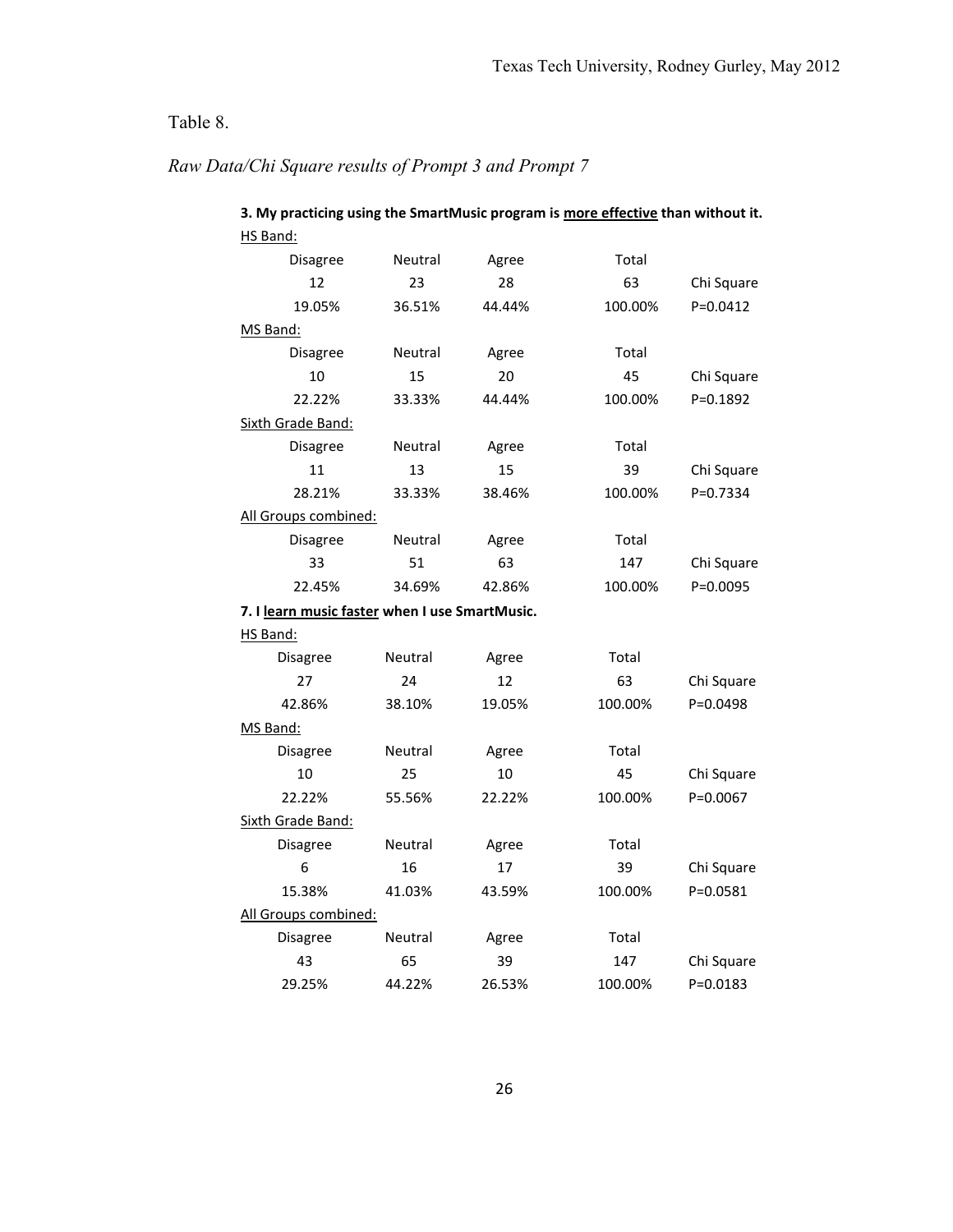Table 8.

*Raw Data/Chi Square results of Prompt 3 and Prompt 7*

**3. My practicing using the SmartMusic program is more effective than without it.**

HS Band:

| Disagree | Neutral | Agree | Total | |
|---|---|---|---|---|
| 12 | 23 | 28 | 63 | Chi Square |
| 19.05% | 36.51% | 44.44% | 100.00% | P=0.0412 |

MS Band:

| Disagree | Neutral | Agree | Total | |
|---|---|---|---|---|
| 10 | 15 | 20 | 45 | Chi Square |
| 22.22% | 33.33% | 44.44% | 100.00% | P=0.1892 |

Sixth Grade Band:

| Disagree | Neutral | Agree | Total | |
|---|---|---|---|---|
| 11 | 13 | 15 | 39 | Chi Square |
| 28.21% | 33.33% | 38.46% | 100.00% | P=0.7334 |

All Groups combined:

| Disagree | Neutral | Agree | Total | |
|---|---|---|---|---|
| 33 | 51 | 63 | 147 | Chi Square |
| 22.45% | 34.69% | 42.86% | 100.00% | P=0.0095 |

**7. I learn music faster when I use SmartMusic.**

HS Band:

| Disagree | Neutral | Agree | Total | |
|---|---|---|---|---|
| 27 | 24 | 12 | 63 | Chi Square |
| 42.86% | 38.10% | 19.05% | 100.00% | P=0.0498 |

MS Band:

| Disagree | Neutral | Agree | Total | |
|---|---|---|---|---|
| 10 | 25 | 10 | 45 | Chi Square |
| 22.22% | 55.56% | 22.22% | 100.00% | P=0.0067 |

Sixth Grade Band:

| Disagree | Neutral | Agree | Total | |
|---|---|---|---|---|
| 6 | 16 | 17 | 39 | Chi Square |
| 15.38% | 41.03% | 43.59% | 100.00% | P=0.0581 |

All Groups combined:

| Disagree | Neutral | Agree | Total | |
|---|---|---|---|---|
| 43 | 65 | 39 | 147 | Chi Square |
| 29.25% | 44.22% | 26.53% | 100.00% | P=0.0183 |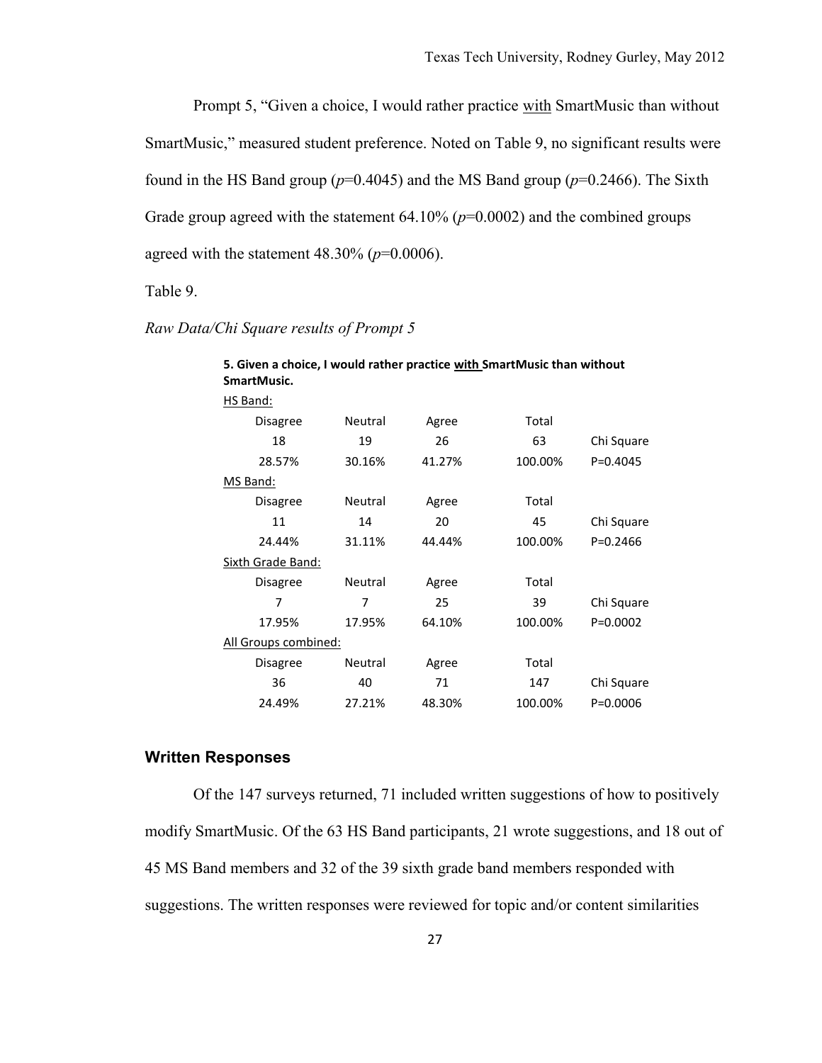Prompt 5, "Given a choice, I would rather practice with SmartMusic than without SmartMusic," measured student preference. Noted on Table 9, no significant results were found in the HS Band group ($p$=0.4045) and the MS Band group ($p$=0.2466). The Sixth Grade group agreed with the statement 64.10% ($p$=0.0002) and the combined groups agreed with the statement 48.30% ($p$=0.0006).

Table 9.

*Raw Data/Chi Square results of Prompt 5*

**5. Given a choice, I would rather practice with SmartMusic than without SmartMusic.**

| | Disagree | Neutral | Agree | Total | |
|---|---|---|---|---|---|
| HS Band: | | | | | |
| | 18 | 19 | 26 | 63 | Chi Square |
| | 28.57% | 30.16% | 41.27% | 100.00% | P=0.4045 |
| MS Band: | | | | | |
| | 11 | 14 | 20 | 45 | Chi Square |
| | 24.44% | 31.11% | 44.44% | 100.00% | P=0.2466 |
| Sixth Grade Band: | | | | | |
| | 7 | 7 | 25 | 39 | Chi Square |
| | 17.95% | 17.95% | 64.10% | 100.00% | P=0.0002 |
| All Groups combined: | | | | | |
| | 36 | 40 | 71 | 147 | Chi Square |
| | 24.49% | 27.21% | 48.30% | 100.00% | P=0.0006 |

## Written Responses

Of the 147 surveys returned, 71 included written suggestions of how to positively modify SmartMusic. Of the 63 HS Band participants, 21 wrote suggestions, and 18 out of 45 MS Band members and 32 of the 39 sixth grade band members responded with suggestions. The written responses were reviewed for topic and/or content similarities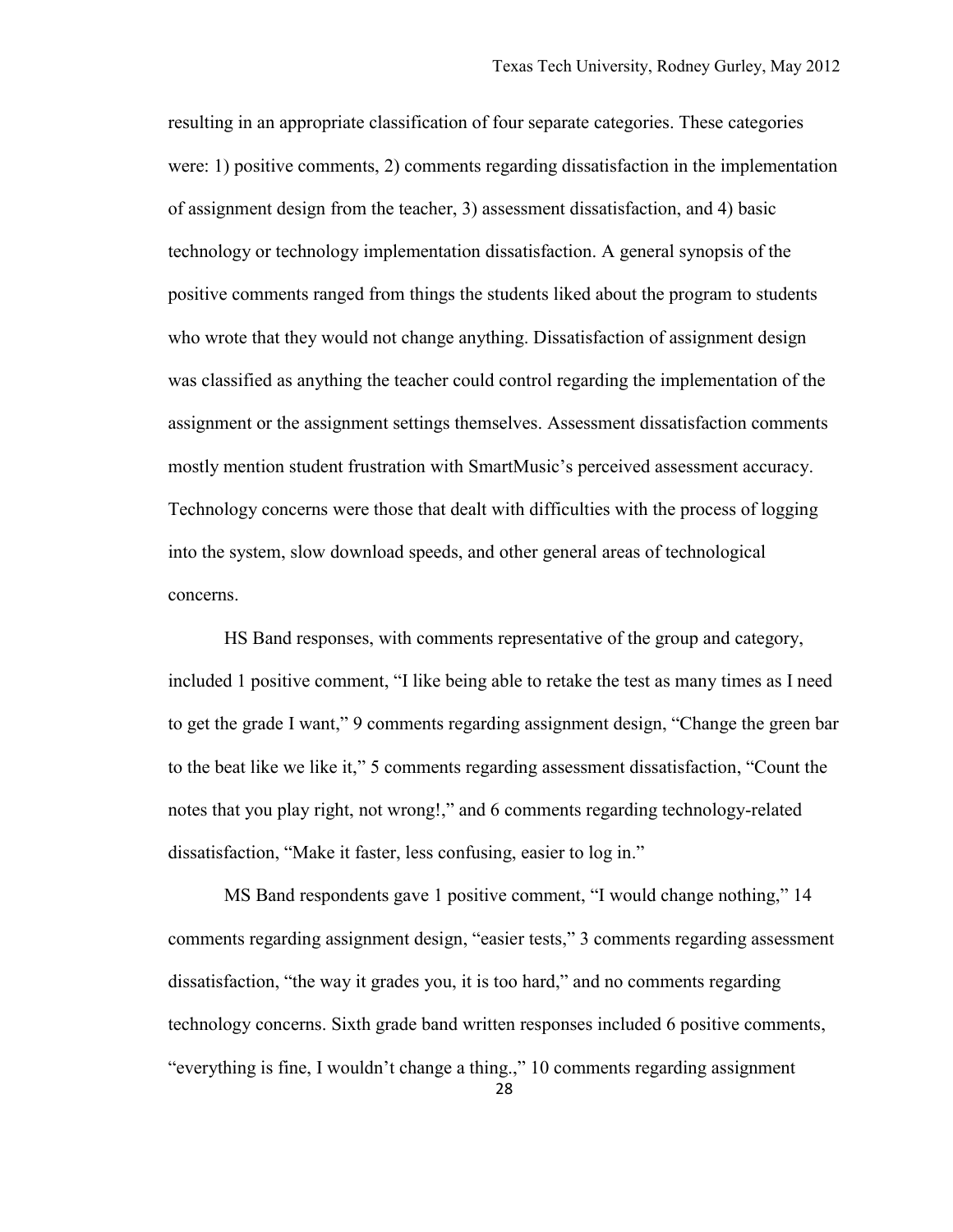resulting in an appropriate classification of four separate categories. These categories were: 1) positive comments, 2) comments regarding dissatisfaction in the implementation of assignment design from the teacher, 3) assessment dissatisfaction, and 4) basic technology or technology implementation dissatisfaction. A general synopsis of the positive comments ranged from things the students liked about the program to students who wrote that they would not change anything. Dissatisfaction of assignment design was classified as anything the teacher could control regarding the implementation of the assignment or the assignment settings themselves. Assessment dissatisfaction comments mostly mention student frustration with SmartMusic's perceived assessment accuracy. Technology concerns were those that dealt with difficulties with the process of logging into the system, slow download speeds, and other general areas of technological concerns.

HS Band responses, with comments representative of the group and category, included 1 positive comment, "I like being able to retake the test as many times as I need to get the grade I want," 9 comments regarding assignment design, "Change the green bar to the beat like we like it," 5 comments regarding assessment dissatisfaction, "Count the notes that you play right, not wrong!," and 6 comments regarding technology-related dissatisfaction, "Make it faster, less confusing, easier to log in."

MS Band respondents gave 1 positive comment, "I would change nothing," 14 comments regarding assignment design, "easier tests," 3 comments regarding assessment dissatisfaction, "the way it grades you, it is too hard," and no comments regarding technology concerns. Sixth grade band written responses included 6 positive comments, "everything is fine, I wouldn't change a thing.," 10 comments regarding assignment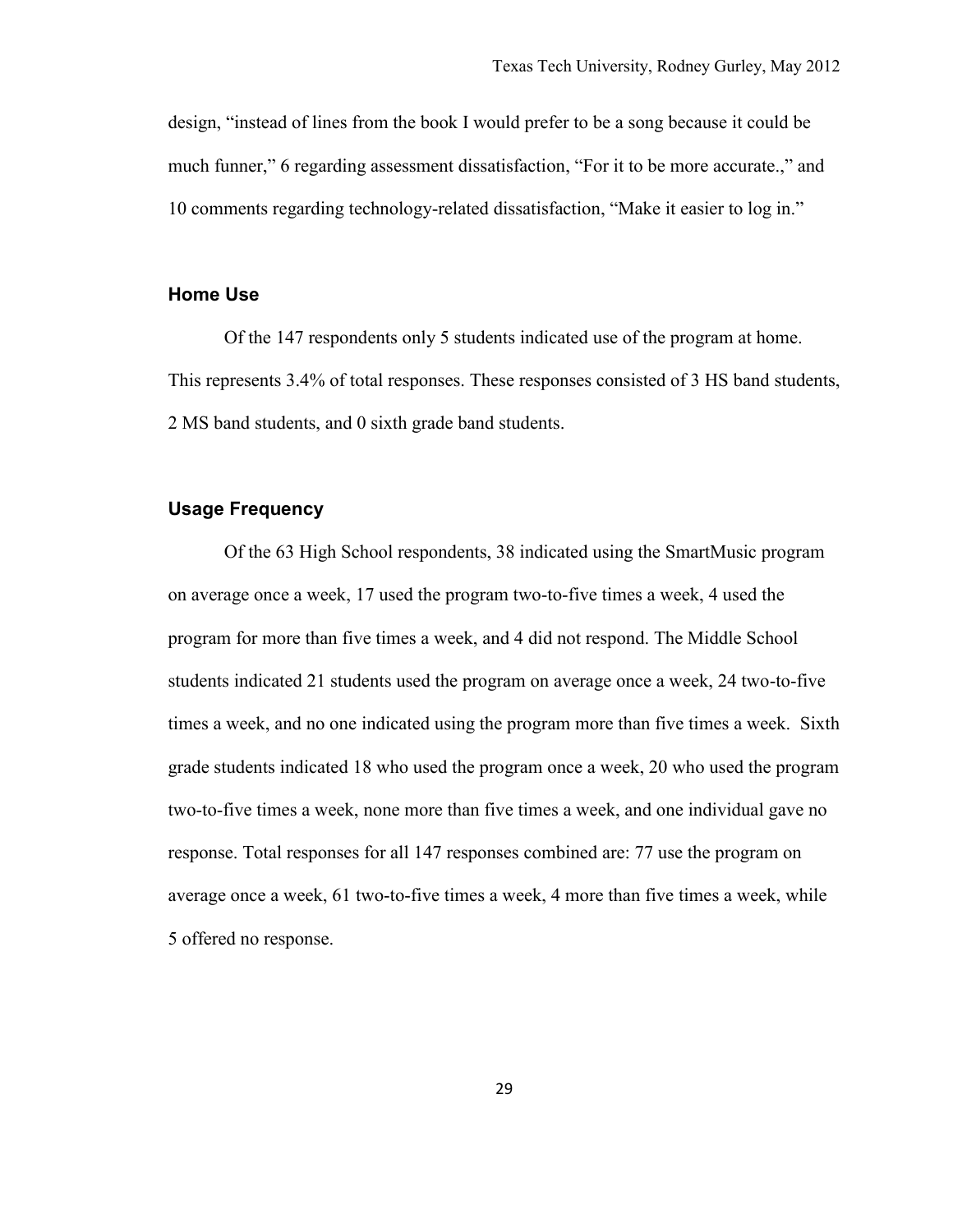design, “instead of lines from the book I would prefer to be a song because it could be much funner,” 6 regarding assessment dissatisfaction, “For it to be more accurate.,” and 10 comments regarding technology-related dissatisfaction, “Make it easier to log in.”

### Home Use

Of the 147 respondents only 5 students indicated use of the program at home. This represents 3.4% of total responses. These responses consisted of 3 HS band students, 2 MS band students, and 0 sixth grade band students.

### Usage Frequency

Of the 63 High School respondents, 38 indicated using the SmartMusic program on average once a week, 17 used the program two-to-five times a week, 4 used the program for more than five times a week, and 4 did not respond. The Middle School students indicated 21 students used the program on average once a week, 24 two-to-five times a week, and no one indicated using the program more than five times a week. Sixth grade students indicated 18 who used the program once a week, 20 who used the program two-to-five times a week, none more than five times a week, and one individual gave no response. Total responses for all 147 responses combined are: 77 use the program on average once a week, 61 two-to-five times a week, 4 more than five times a week, while 5 offered no response.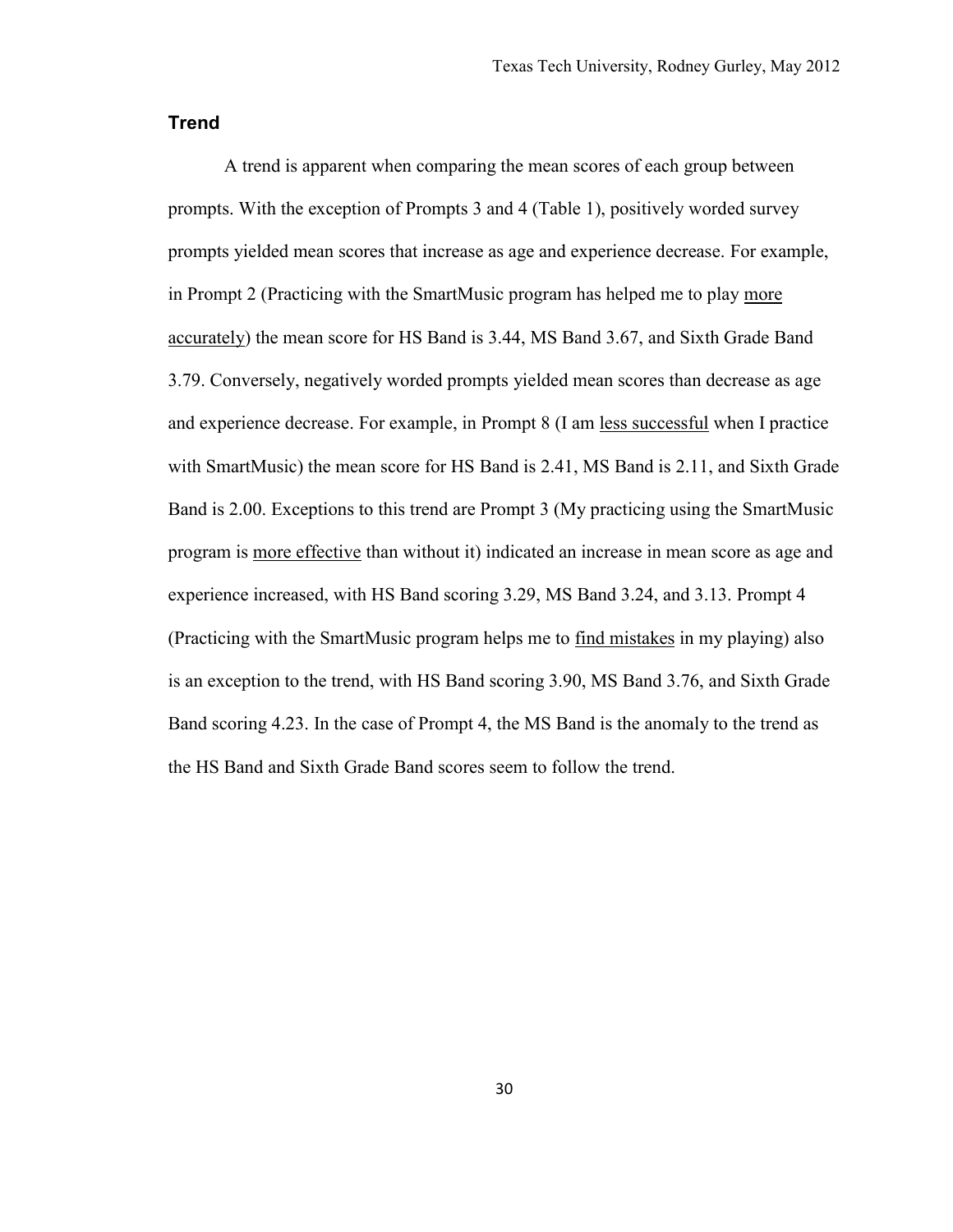## Trend

A trend is apparent when comparing the mean scores of each group between prompts. With the exception of Prompts 3 and 4 (Table 1), positively worded survey prompts yielded mean scores that increase as age and experience decrease. For example, in Prompt 2 (Practicing with the SmartMusic program has helped me to play <u>more accurately</u>) the mean score for HS Band is 3.44, MS Band 3.67, and Sixth Grade Band 3.79. Conversely, negatively worded prompts yielded mean scores than decrease as age and experience decrease. For example, in Prompt 8 (I am <u>less successful</u> when I practice with SmartMusic) the mean score for HS Band is 2.41, MS Band is 2.11, and Sixth Grade Band is 2.00. Exceptions to this trend are Prompt 3 (My practicing using the SmartMusic program is <u>more effective</u> than without it) indicated an increase in mean score as age and experience increased, with HS Band scoring 3.29, MS Band 3.24, and 3.13. Prompt 4 (Practicing with the SmartMusic program helps me to <u>find mistakes</u> in my playing) also is an exception to the trend, with HS Band scoring 3.90, MS Band 3.76, and Sixth Grade Band scoring 4.23. In the case of Prompt 4, the MS Band is the anomaly to the trend as the HS Band and Sixth Grade Band scores seem to follow the trend.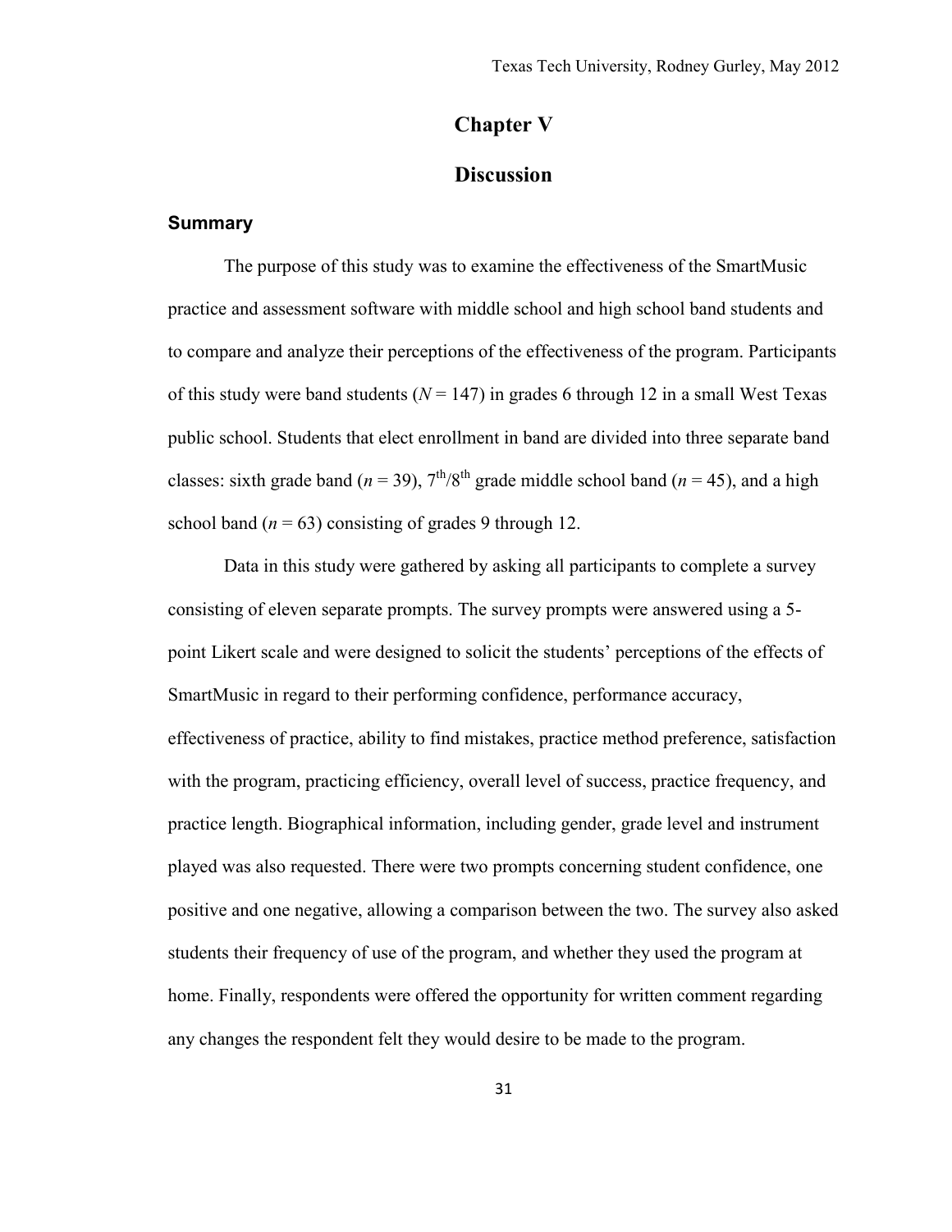# Chapter V

# Discussion

## Summary

The purpose of this study was to examine the effectiveness of the SmartMusic practice and assessment software with middle school and high school band students and to compare and analyze their perceptions of the effectiveness of the program. Participants of this study were band students ($N$ = 147) in grades 6 through 12 in a small West Texas public school. Students that elect enrollment in band are divided into three separate band classes: sixth grade band ($n$ = 39), $7^{th}/8^{th}$ grade middle school band ($n$ = 45), and a high school band ($n$ = 63) consisting of grades 9 through 12.

Data in this study were gathered by asking all participants to complete a survey consisting of eleven separate prompts. The survey prompts were answered using a 5-point Likert scale and were designed to solicit the students' perceptions of the effects of SmartMusic in regard to their performing confidence, performance accuracy, effectiveness of practice, ability to find mistakes, practice method preference, satisfaction with the program, practicing efficiency, overall level of success, practice frequency, and practice length. Biographical information, including gender, grade level and instrument played was also requested. There were two prompts concerning student confidence, one positive and one negative, allowing a comparison between the two. The survey also asked students their frequency of use of the program, and whether they used the program at home. Finally, respondents were offered the opportunity for written comment regarding any changes the respondent felt they would desire to be made to the program.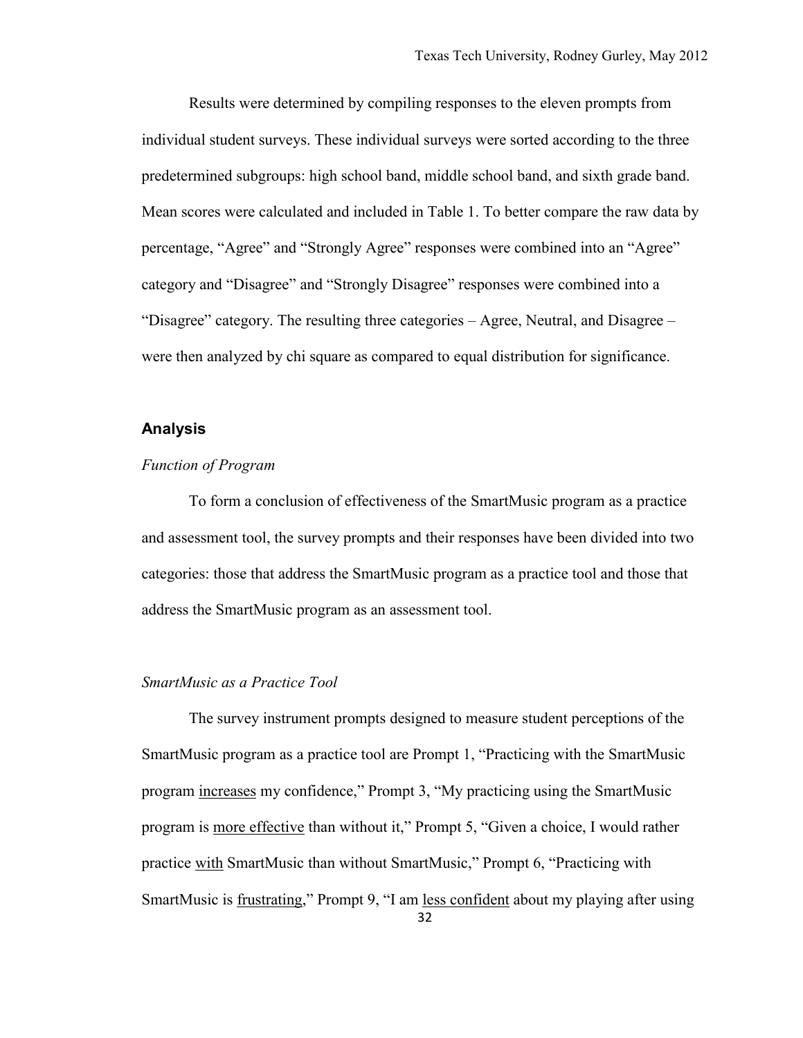Results were determined by compiling responses to the eleven prompts from individual student surveys. These individual surveys were sorted according to the three predetermined subgroups: high school band, middle school band, and sixth grade band. Mean scores were calculated and included in Table 1. To better compare the raw data by percentage, "Agree" and "Strongly Agree" responses were combined into an "Agree" category and "Disagree" and "Strongly Disagree" responses were combined into a "Disagree" category. The resulting three categories – Agree, Neutral, and Disagree – were then analyzed by chi square as compared to equal distribution for significance.

## Analysis

### *Function of Program*

To form a conclusion of effectiveness of the SmartMusic program as a practice and assessment tool, the survey prompts and their responses have been divided into two categories: those that address the SmartMusic program as a practice tool and those that address the SmartMusic program as an assessment tool.

### *SmartMusic as a Practice Tool*

The survey instrument prompts designed to measure student perceptions of the SmartMusic program as a practice tool are Prompt 1, "Practicing with the SmartMusic program <u>increases</u> my confidence," Prompt 3, "My practicing using the SmartMusic program is <u>more effective</u> than without it," Prompt 5, "Given a choice, I would rather practice <u>with</u> SmartMusic than without SmartMusic," Prompt 6, "Practicing with SmartMusic is <u>frustrating</u>," Prompt 9, "I am <u>less confident</u> about my playing after using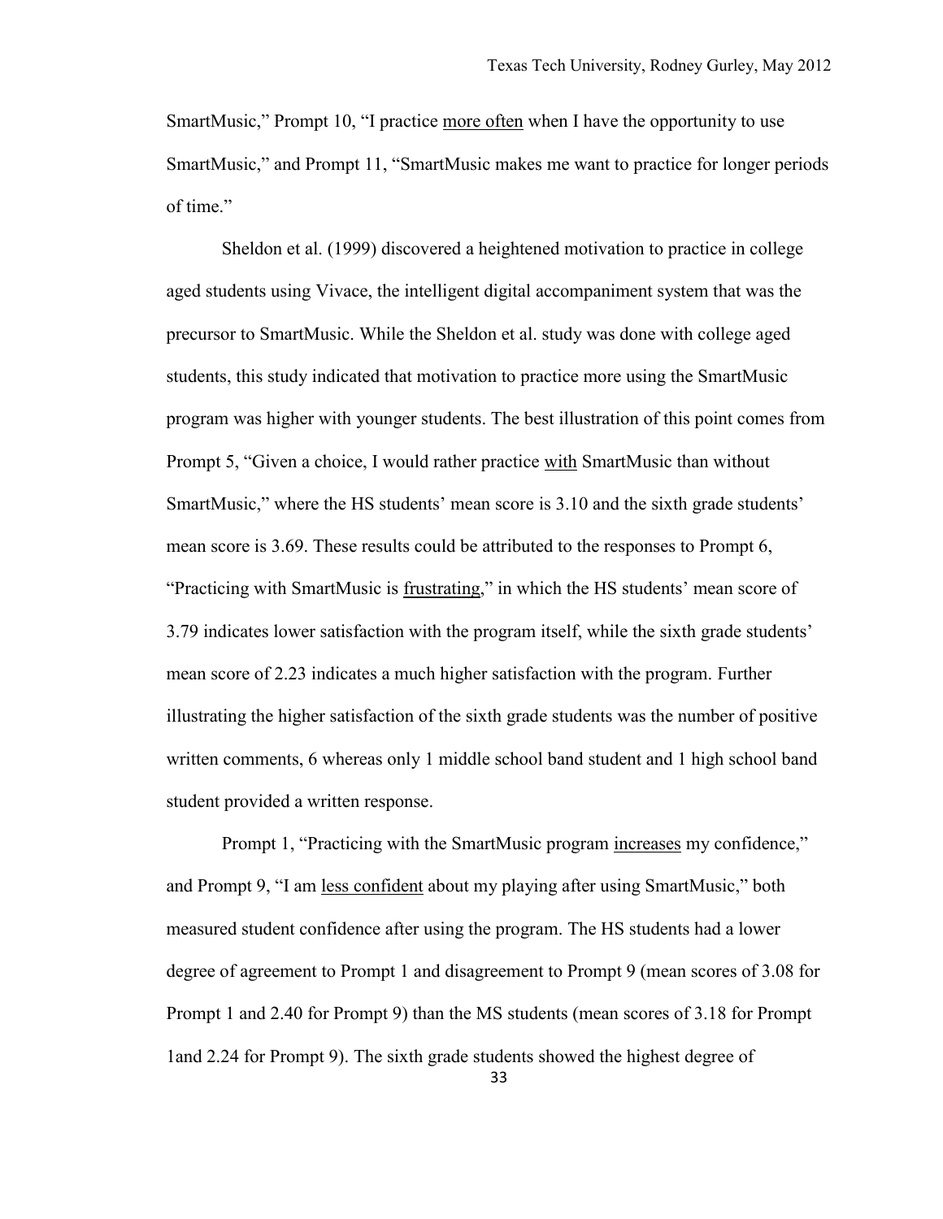SmartMusic," Prompt 10, "I practice <u>more often</u> when I have the opportunity to use SmartMusic," and Prompt 11, "SmartMusic makes me want to practice for longer periods of time."

Sheldon et al. (1999) discovered a heightened motivation to practice in college aged students using Vivace, the intelligent digital accompaniment system that was the precursor to SmartMusic. While the Sheldon et al. study was done with college aged students, this study indicated that motivation to practice more using the SmartMusic program was higher with younger students. The best illustration of this point comes from Prompt 5, "Given a choice, I would rather practice <u>with</u> SmartMusic than without SmartMusic," where the HS students' mean score is 3.10 and the sixth grade students' mean score is 3.69. These results could be attributed to the responses to Prompt 6, "Practicing with SmartMusic is <u>frustrating</u>," in which the HS students' mean score of 3.79 indicates lower satisfaction with the program itself, while the sixth grade students' mean score of 2.23 indicates a much higher satisfaction with the program. Further illustrating the higher satisfaction of the sixth grade students was the number of positive written comments, 6 whereas only 1 middle school band student and 1 high school band student provided a written response.

Prompt 1, "Practicing with the SmartMusic program <u>increases</u> my confidence," and Prompt 9, "I am <u>less confident</u> about my playing after using SmartMusic," both measured student confidence after using the program. The HS students had a lower degree of agreement to Prompt 1 and disagreement to Prompt 9 (mean scores of 3.08 for Prompt 1 and 2.40 for Prompt 9) than the MS students (mean scores of 3.18 for Prompt 1and 2.24 for Prompt 9). The sixth grade students showed the highest degree of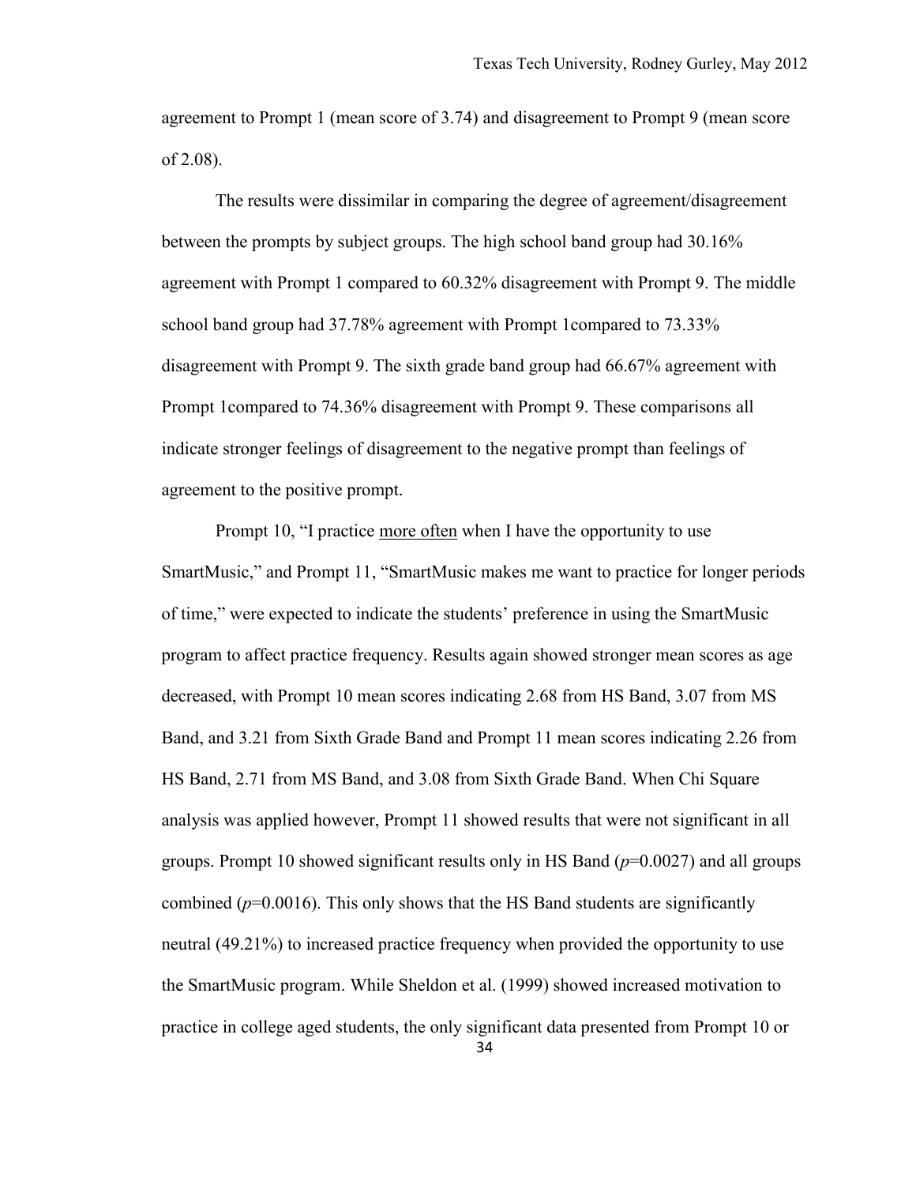agreement to Prompt 1 (mean score of 3.74) and disagreement to Prompt 9 (mean score of 2.08).

The results were dissimilar in comparing the degree of agreement/disagreement between the prompts by subject groups. The high school band group had 30.16% agreement with Prompt 1 compared to 60.32% disagreement with Prompt 9. The middle school band group had 37.78% agreement with Prompt 1compared to 73.33% disagreement with Prompt 9. The sixth grade band group had 66.67% agreement with Prompt 1compared to 74.36% disagreement with Prompt 9. These comparisons all indicate stronger feelings of disagreement to the negative prompt than feelings of agreement to the positive prompt.

Prompt 10, "I practice <u>more often</u> when I have the opportunity to use SmartMusic," and Prompt 11, "SmartMusic makes me want to practice for longer periods of time," were expected to indicate the students' preference in using the SmartMusic program to affect practice frequency. Results again showed stronger mean scores as age decreased, with Prompt 10 mean scores indicating 2.68 from HS Band, 3.07 from MS Band, and 3.21 from Sixth Grade Band and Prompt 11 mean scores indicating 2.26 from HS Band, 2.71 from MS Band, and 3.08 from Sixth Grade Band. When Chi Square analysis was applied however, Prompt 11 showed results that were not significant in all groups. Prompt 10 showed significant results only in HS Band ($p$=0.0027) and all groups combined ($p$=0.0016). This only shows that the HS Band students are significantly neutral (49.21%) to increased practice frequency when provided the opportunity to use the SmartMusic program. While Sheldon et al. (1999) showed increased motivation to practice in college aged students, the only significant data presented from Prompt 10 or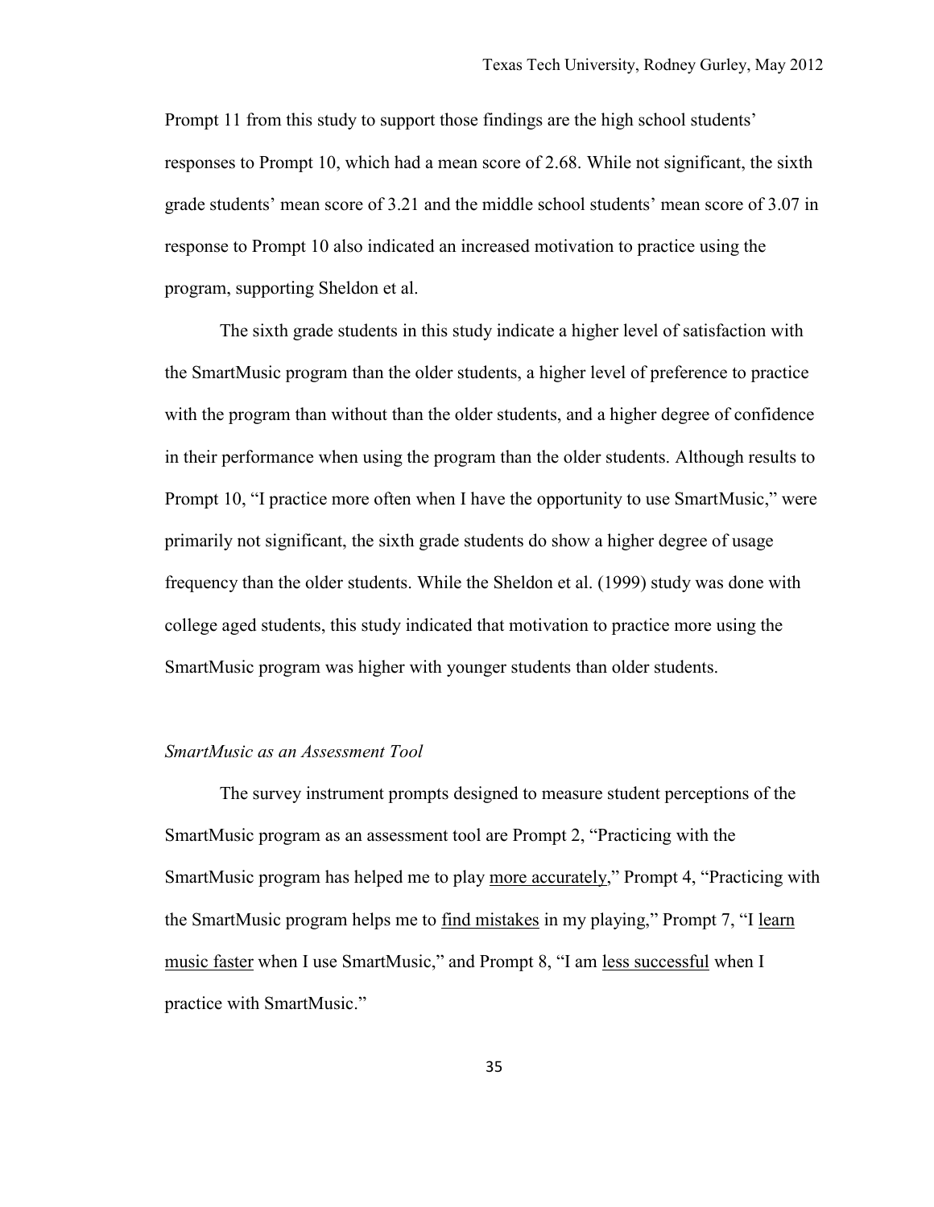Prompt 11 from this study to support those findings are the high school students' responses to Prompt 10, which had a mean score of 2.68. While not significant, the sixth grade students' mean score of 3.21 and the middle school students' mean score of 3.07 in response to Prompt 10 also indicated an increased motivation to practice using the program, supporting Sheldon et al.

The sixth grade students in this study indicate a higher level of satisfaction with the SmartMusic program than the older students, a higher level of preference to practice with the program than without than the older students, and a higher degree of confidence in their performance when using the program than the older students. Although results to Prompt 10, "I practice more often when I have the opportunity to use SmartMusic," were primarily not significant, the sixth grade students do show a higher degree of usage frequency than the older students. While the Sheldon et al. (1999) study was done with college aged students, this study indicated that motivation to practice more using the SmartMusic program was higher with younger students than older students.

*SmartMusic as an Assessment Tool*

The survey instrument prompts designed to measure student perceptions of the SmartMusic program as an assessment tool are Prompt 2, "Practicing with the SmartMusic program has helped me to play <u>more accurately</u>," Prompt 4, "Practicing with the SmartMusic program helps me to <u>find mistakes</u> in my playing," Prompt 7, "I <u>learn music faster</u> when I use SmartMusic," and Prompt 8, "I am <u>less successful</u> when I practice with SmartMusic."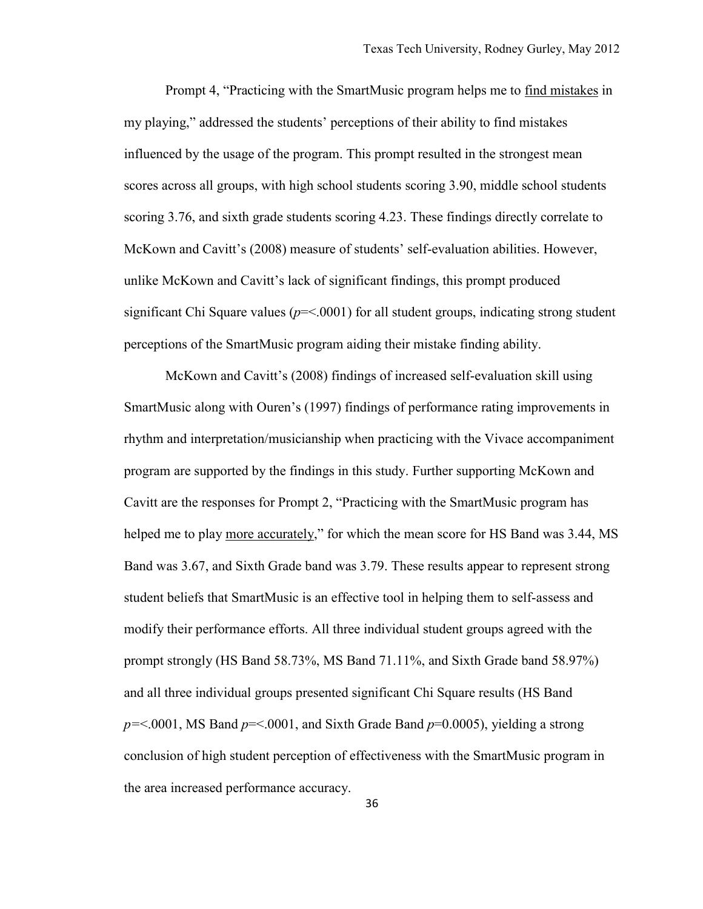Prompt 4, "Practicing with the SmartMusic program helps me to <u>find mistakes</u> in my playing," addressed the students' perceptions of their ability to find mistakes influenced by the usage of the program. This prompt resulted in the strongest mean scores across all groups, with high school students scoring 3.90, middle school students scoring 3.76, and sixth grade students scoring 4.23. These findings directly correlate to McKown and Cavitt's (2008) measure of students' self-evaluation abilities. However, unlike McKown and Cavitt's lack of significant findings, this prompt produced significant Chi Square values ($p$=<.0001) for all student groups, indicating strong student perceptions of the SmartMusic program aiding their mistake finding ability.

McKown and Cavitt's (2008) findings of increased self-evaluation skill using SmartMusic along with Ouren's (1997) findings of performance rating improvements in rhythm and interpretation/musicianship when practicing with the Vivace accompaniment program are supported by the findings in this study. Further supporting McKown and Cavitt are the responses for Prompt 2, "Practicing with the SmartMusic program has helped me to play <u>more accurately</u>," for which the mean score for HS Band was 3.44, MS Band was 3.67, and Sixth Grade band was 3.79. These results appear to represent strong student beliefs that SmartMusic is an effective tool in helping them to self-assess and modify their performance efforts. All three individual student groups agreed with the prompt strongly (HS Band 58.73%, MS Band 71.11%, and Sixth Grade band 58.97%) and all three individual groups presented significant Chi Square results (HS Band $p$=<.0001, MS Band $p$=<.0001, and Sixth Grade Band $p$=0.0005), yielding a strong conclusion of high student perception of effectiveness with the SmartMusic program in the area increased performance accuracy.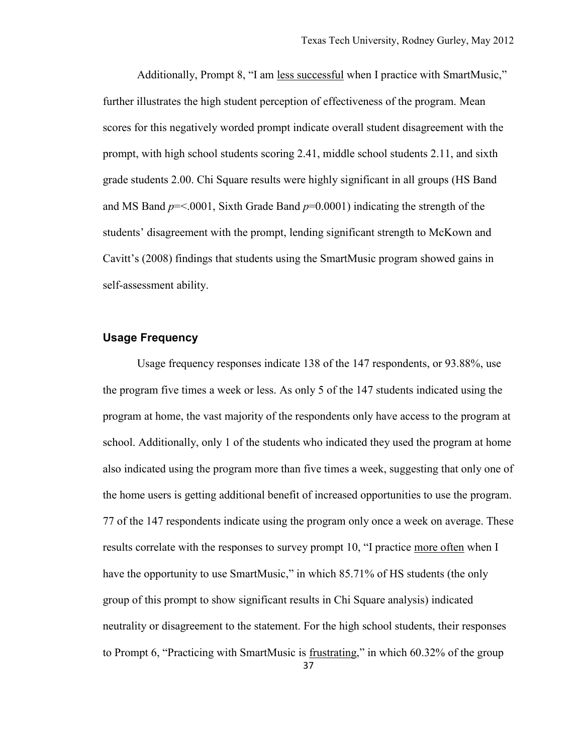Additionally, Prompt 8, "I am <u>less successful</u> when I practice with SmartMusic," further illustrates the high student perception of effectiveness of the program. Mean scores for this negatively worded prompt indicate overall student disagreement with the prompt, with high school students scoring 2.41, middle school students 2.11, and sixth grade students 2.00. Chi Square results were highly significant in all groups (HS Band and MS Band *p*=<.0001, Sixth Grade Band *p*=0.0001) indicating the strength of the students' disagreement with the prompt, lending significant strength to McKown and Cavitt's (2008) findings that students using the SmartMusic program showed gains in self-assessment ability.

### Usage Frequency

Usage frequency responses indicate 138 of the 147 respondents, or 93.88%, use the program five times a week or less. As only 5 of the 147 students indicated using the program at home, the vast majority of the respondents only have access to the program at school. Additionally, only 1 of the students who indicated they used the program at home also indicated using the program more than five times a week, suggesting that only one of the home users is getting additional benefit of increased opportunities to use the program. 77 of the 147 respondents indicate using the program only once a week on average. These results correlate with the responses to survey prompt 10, "I practice <u>more often</u> when I have the opportunity to use SmartMusic," in which 85.71% of HS students (the only group of this prompt to show significant results in Chi Square analysis) indicated neutrality or disagreement to the statement. For the high school students, their responses to Prompt 6, "Practicing with SmartMusic is <u>frustrating</u>," in which 60.32% of the group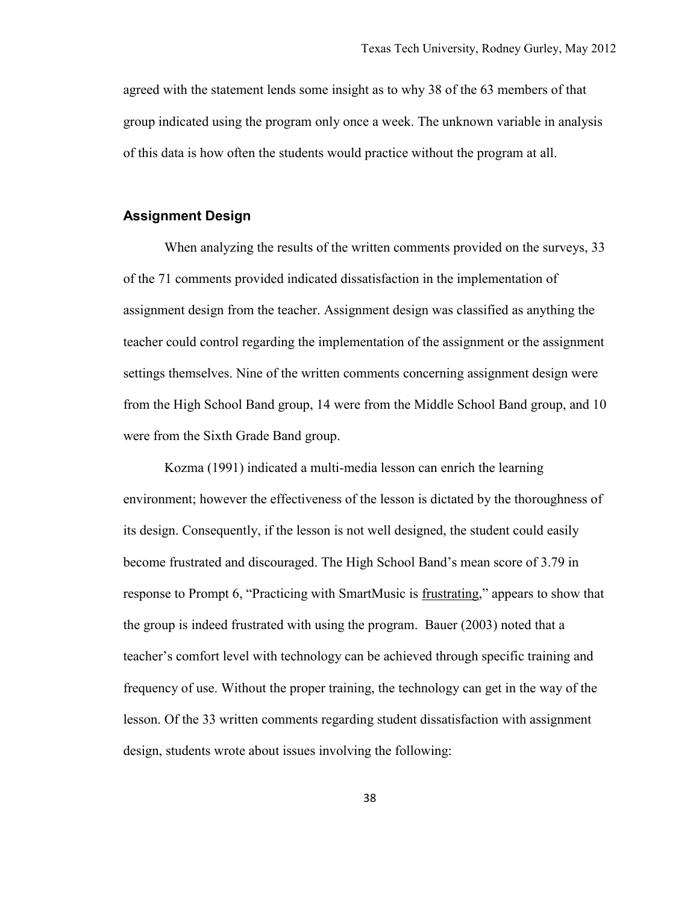agreed with the statement lends some insight as to why 38 of the 63 members of that group indicated using the program only once a week. The unknown variable in analysis of this data is how often the students would practice without the program at all.

### Assignment Design

When analyzing the results of the written comments provided on the surveys, 33 of the 71 comments provided indicated dissatisfaction in the implementation of assignment design from the teacher. Assignment design was classified as anything the teacher could control regarding the implementation of the assignment or the assignment settings themselves. Nine of the written comments concerning assignment design were from the High School Band group, 14 were from the Middle School Band group, and 10 were from the Sixth Grade Band group.

Kozma (1991) indicated a multi-media lesson can enrich the learning environment; however the effectiveness of the lesson is dictated by the thoroughness of its design. Consequently, if the lesson is not well designed, the student could easily become frustrated and discouraged. The High School Band's mean score of 3.79 in response to Prompt 6, "Practicing with SmartMusic is <u>frustrating</u>," appears to show that the group is indeed frustrated with using the program. Bauer (2003) noted that a teacher's comfort level with technology can be achieved through specific training and frequency of use. Without the proper training, the technology can get in the way of the lesson. Of the 33 written comments regarding student dissatisfaction with assignment design, students wrote about issues involving the following: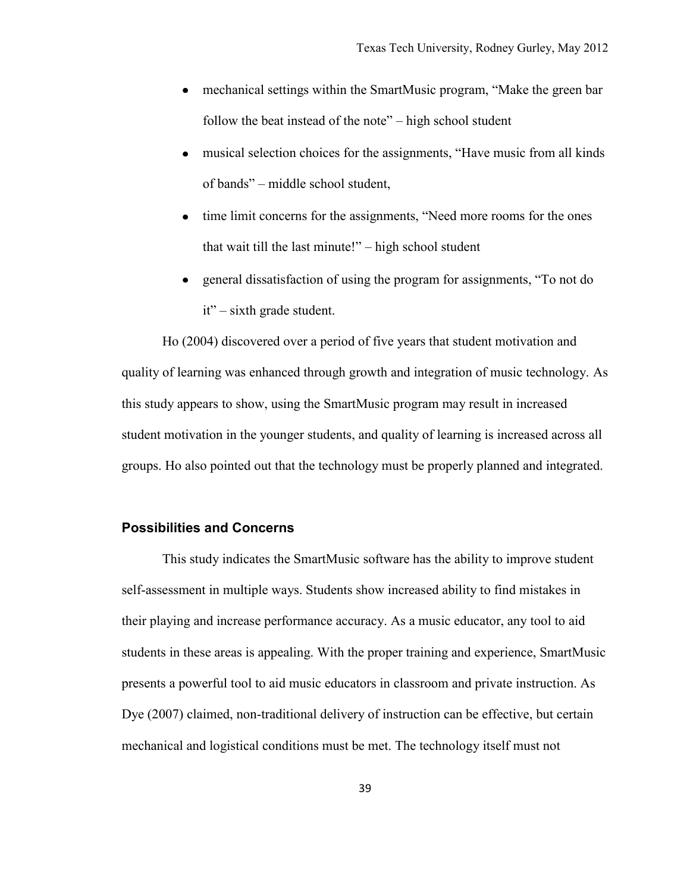- mechanical settings within the SmartMusic program, "Make the green bar follow the beat instead of the note" – high school student
- musical selection choices for the assignments, "Have music from all kinds of bands" – middle school student,
- time limit concerns for the assignments, "Need more rooms for the ones that wait till the last minute!" – high school student
- general dissatisfaction of using the program for assignments, "To not do it" – sixth grade student.

Ho (2004) discovered over a period of five years that student motivation and quality of learning was enhanced through growth and integration of music technology. As this study appears to show, using the SmartMusic program may result in increased student motivation in the younger students, and quality of learning is increased across all groups. Ho also pointed out that the technology must be properly planned and integrated.

## Possibilities and Concerns

This study indicates the SmartMusic software has the ability to improve student self-assessment in multiple ways. Students show increased ability to find mistakes in their playing and increase performance accuracy. As a music educator, any tool to aid students in these areas is appealing. With the proper training and experience, SmartMusic presents a powerful tool to aid music educators in classroom and private instruction. As Dye (2007) claimed, non-traditional delivery of instruction can be effective, but certain mechanical and logistical conditions must be met. The technology itself must not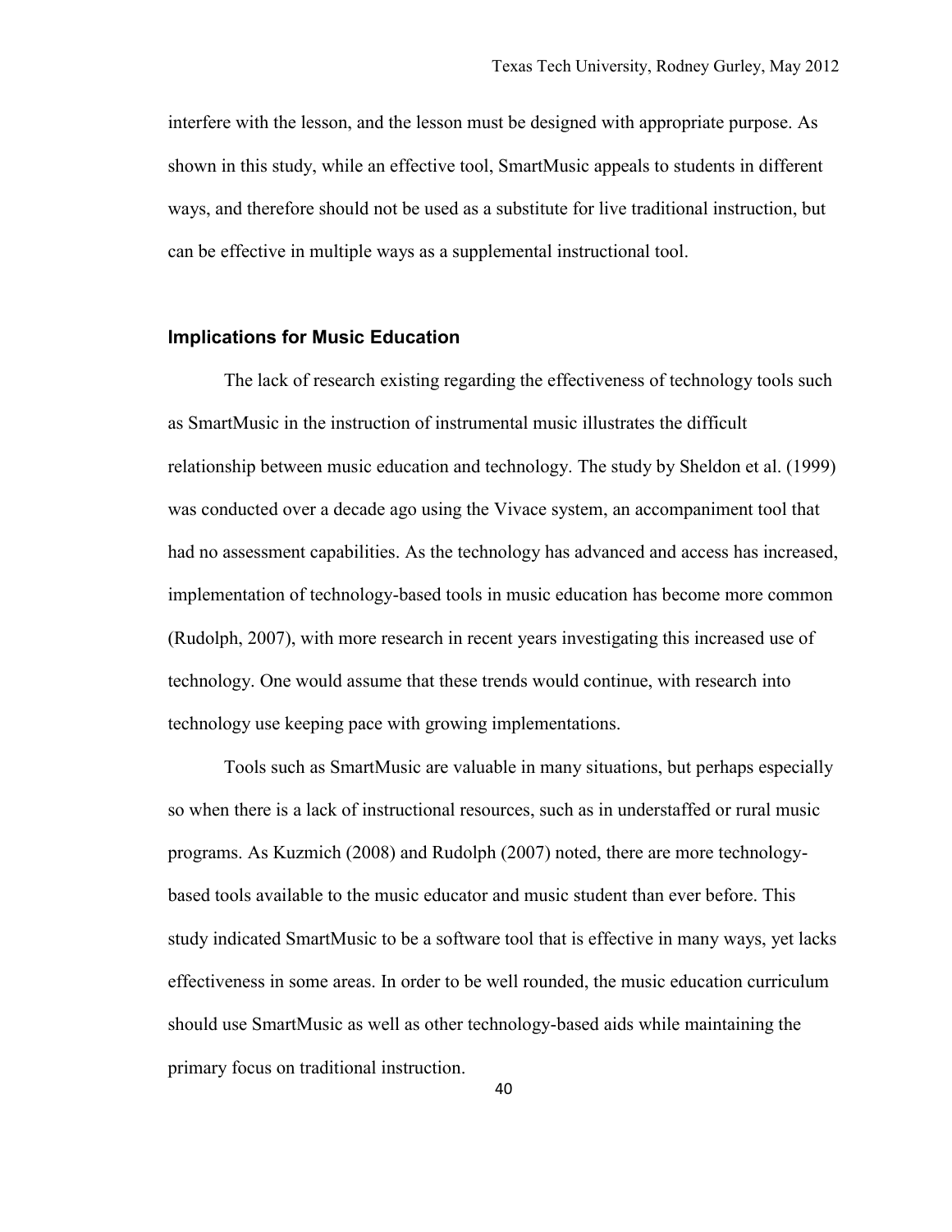interfere with the lesson, and the lesson must be designed with appropriate purpose. As shown in this study, while an effective tool, SmartMusic appeals to students in different ways, and therefore should not be used as a substitute for live traditional instruction, but can be effective in multiple ways as a supplemental instructional tool.

### Implications for Music Education

The lack of research existing regarding the effectiveness of technology tools such as SmartMusic in the instruction of instrumental music illustrates the difficult relationship between music education and technology. The study by Sheldon et al. (1999) was conducted over a decade ago using the Vivace system, an accompaniment tool that had no assessment capabilities. As the technology has advanced and access has increased, implementation of technology-based tools in music education has become more common (Rudolph, 2007), with more research in recent years investigating this increased use of technology. One would assume that these trends would continue, with research into technology use keeping pace with growing implementations.

Tools such as SmartMusic are valuable in many situations, but perhaps especially so when there is a lack of instructional resources, such as in understaffed or rural music programs. As Kuzmich (2008) and Rudolph (2007) noted, there are more technology-based tools available to the music educator and music student than ever before. This study indicated SmartMusic to be a software tool that is effective in many ways, yet lacks effectiveness in some areas. In order to be well rounded, the music education curriculum should use SmartMusic as well as other technology-based aids while maintaining the primary focus on traditional instruction.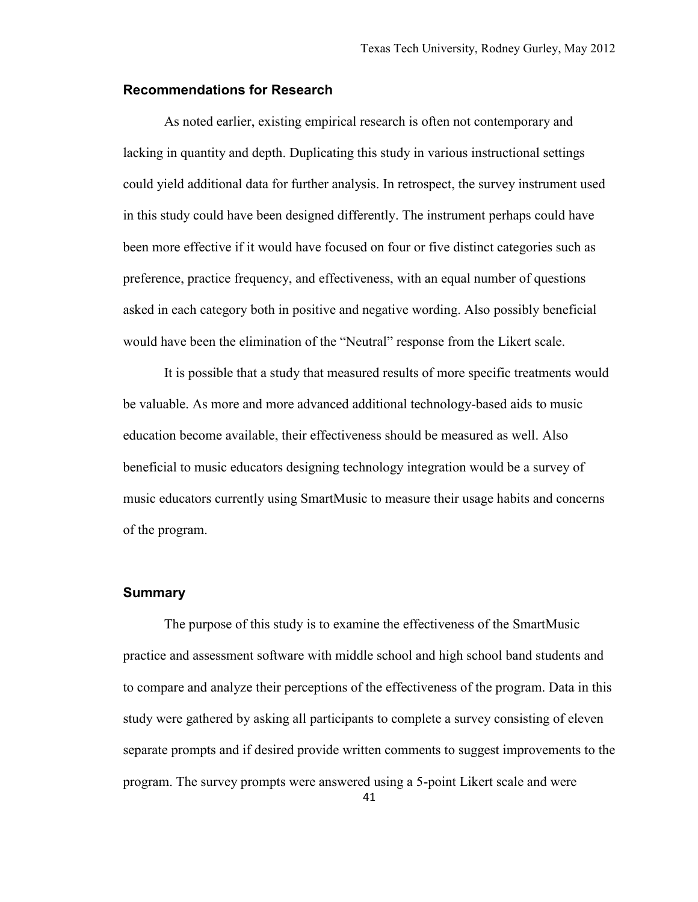## Recommendations for Research

As noted earlier, existing empirical research is often not contemporary and lacking in quantity and depth. Duplicating this study in various instructional settings could yield additional data for further analysis. In retrospect, the survey instrument used in this study could have been designed differently. The instrument perhaps could have been more effective if it would have focused on four or five distinct categories such as preference, practice frequency, and effectiveness, with an equal number of questions asked in each category both in positive and negative wording. Also possibly beneficial would have been the elimination of the "Neutral" response from the Likert scale.

It is possible that a study that measured results of more specific treatments would be valuable. As more and more advanced additional technology-based aids to music education become available, their effectiveness should be measured as well. Also beneficial to music educators designing technology integration would be a survey of music educators currently using SmartMusic to measure their usage habits and concerns of the program.

## Summary

The purpose of this study is to examine the effectiveness of the SmartMusic practice and assessment software with middle school and high school band students and to compare and analyze their perceptions of the effectiveness of the program. Data in this study were gathered by asking all participants to complete a survey consisting of eleven separate prompts and if desired provide written comments to suggest improvements to the program. The survey prompts were answered using a 5-point Likert scale and were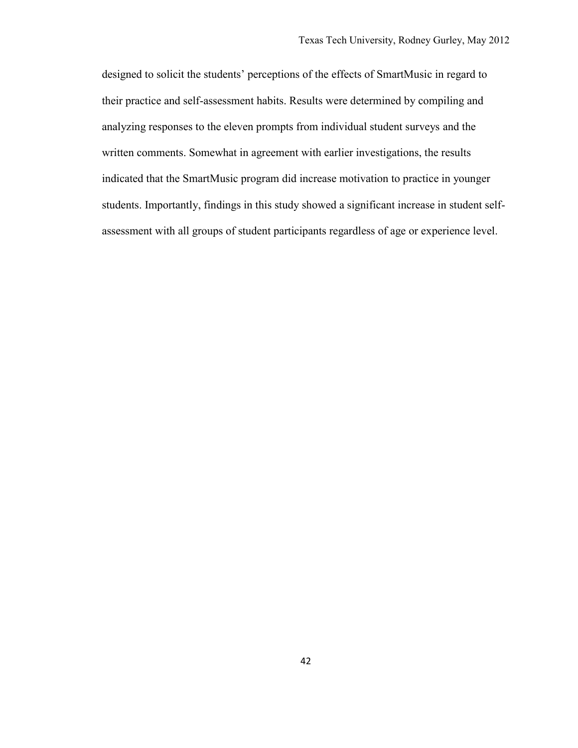designed to solicit the students' perceptions of the effects of SmartMusic in regard to their practice and self-assessment habits. Results were determined by compiling and analyzing responses to the eleven prompts from individual student surveys and the written comments. Somewhat in agreement with earlier investigations, the results indicated that the SmartMusic program did increase motivation to practice in younger students. Importantly, findings in this study showed a significant increase in student self-assessment with all groups of student participants regardless of age or experience level.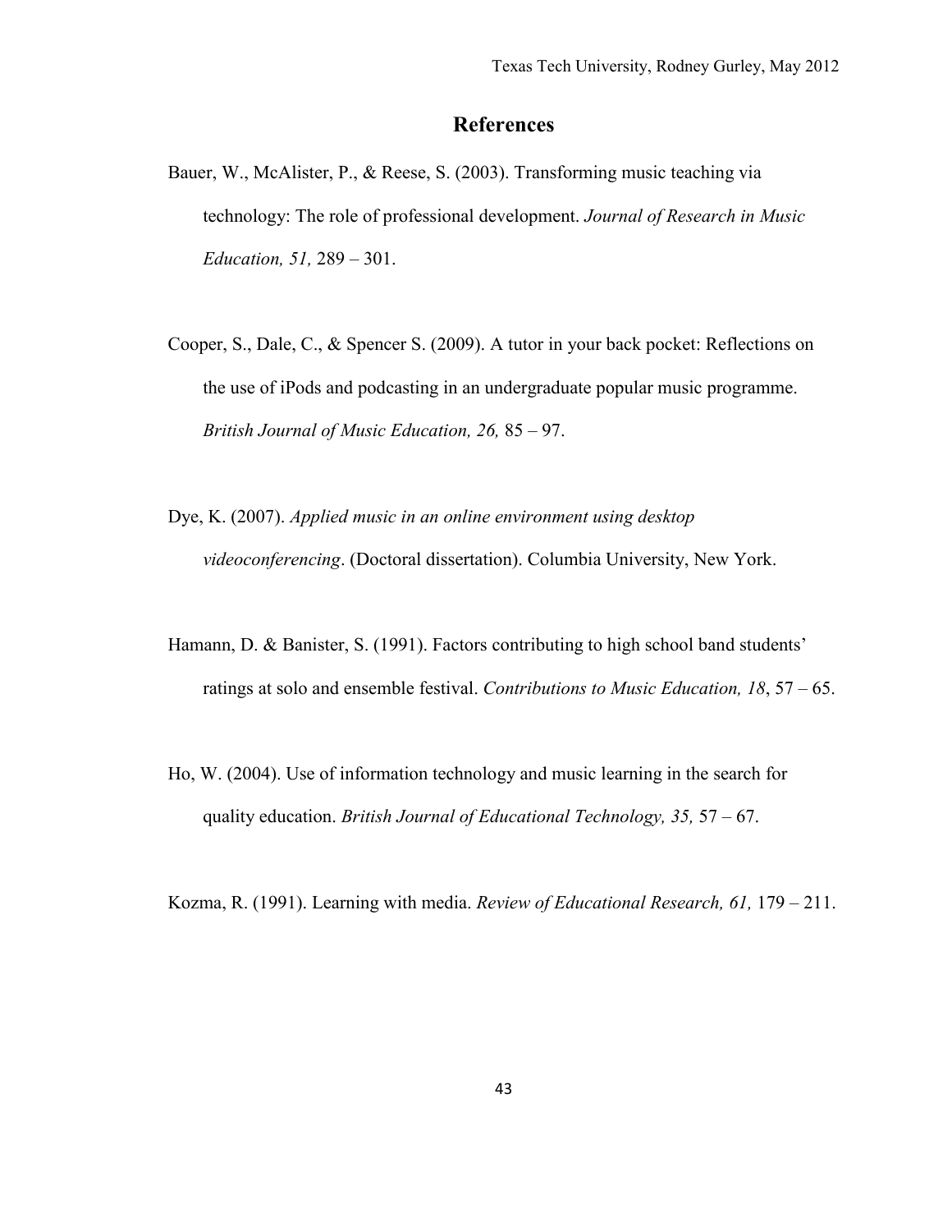# References

Bauer, W., McAlister, P., & Reese, S. (2003). Transforming music teaching via technology: The role of professional development. *Journal of Research in Music Education, 51,* 289 – 301.

Cooper, S., Dale, C., & Spencer S. (2009). A tutor in your back pocket: Reflections on the use of iPods and podcasting in an undergraduate popular music programme. *British Journal of Music Education, 26,* 85 – 97.

Dye, K. (2007). *Applied music in an online environment using desktop videoconferencing*. (Doctoral dissertation). Columbia University, New York.

Hamann, D. & Banister, S. (1991). Factors contributing to high school band students' ratings at solo and ensemble festival. *Contributions to Music Education, 18*, 57 – 65.

Ho, W. (2004). Use of information technology and music learning in the search for quality education. *British Journal of Educational Technology, 35,* 57 – 67.

Kozma, R. (1991). Learning with media. *Review of Educational Research, 61,* 179 – 211.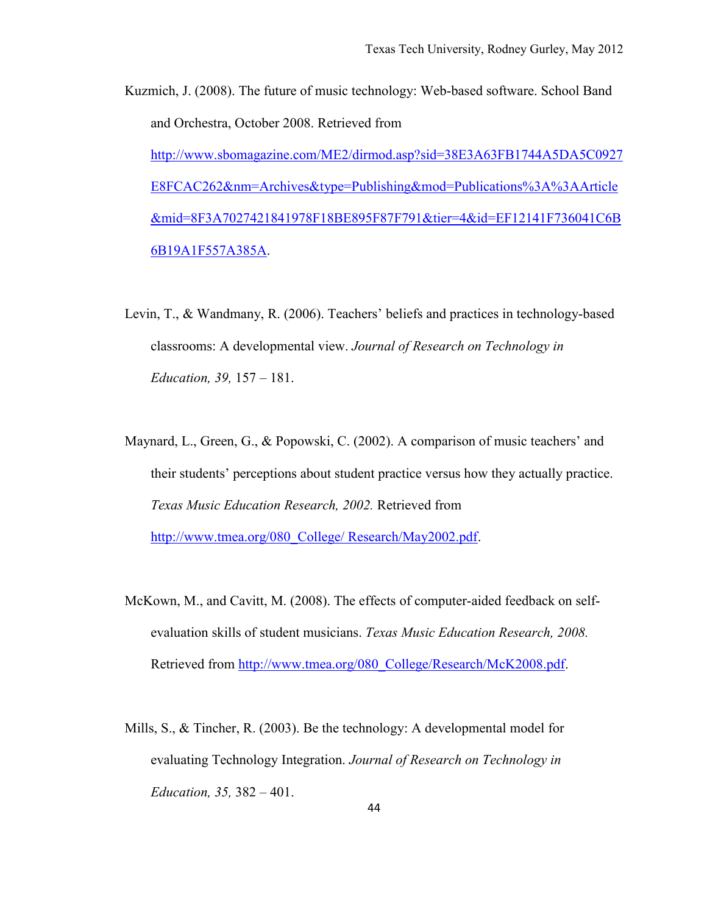Kuzmich, J. (2008). The future of music technology: Web-based software. School Band and Orchestra, October 2008. Retrieved from http://www.sbomagazine.com/ME2/dirmod.asp?sid=38E3A63FB1744A5DA5C0927E8FCAC262&nm=Archives&type=Publishing&mod=Publications%3A%3AArticle&mid=8F3A7027421841978F18BE895F87F791&tier=4&id=EF12141F736041C6B6B19A1F557A385A.

Levin, T., & Wandmany, R. (2006). Teachers' beliefs and practices in technology-based classrooms: A developmental view. *Journal of Research on Technology in Education, 39,* 157 – 181.

Maynard, L., Green, G., & Popowski, C. (2002). A comparison of music teachers' and their students' perceptions about student practice versus how they actually practice. *Texas Music Education Research, 2002.* Retrieved from http://www.tmea.org/080_College/ Research/May2002.pdf.

McKown, M., and Cavitt, M. (2008). The effects of computer-aided feedback on self-evaluation skills of student musicians. *Texas Music Education Research, 2008.* Retrieved from http://www.tmea.org/080_College/Research/McK2008.pdf.

Mills, S., & Tincher, R. (2003). Be the technology: A developmental model for evaluating Technology Integration. *Journal of Research on Technology in Education, 35,* 382 – 401.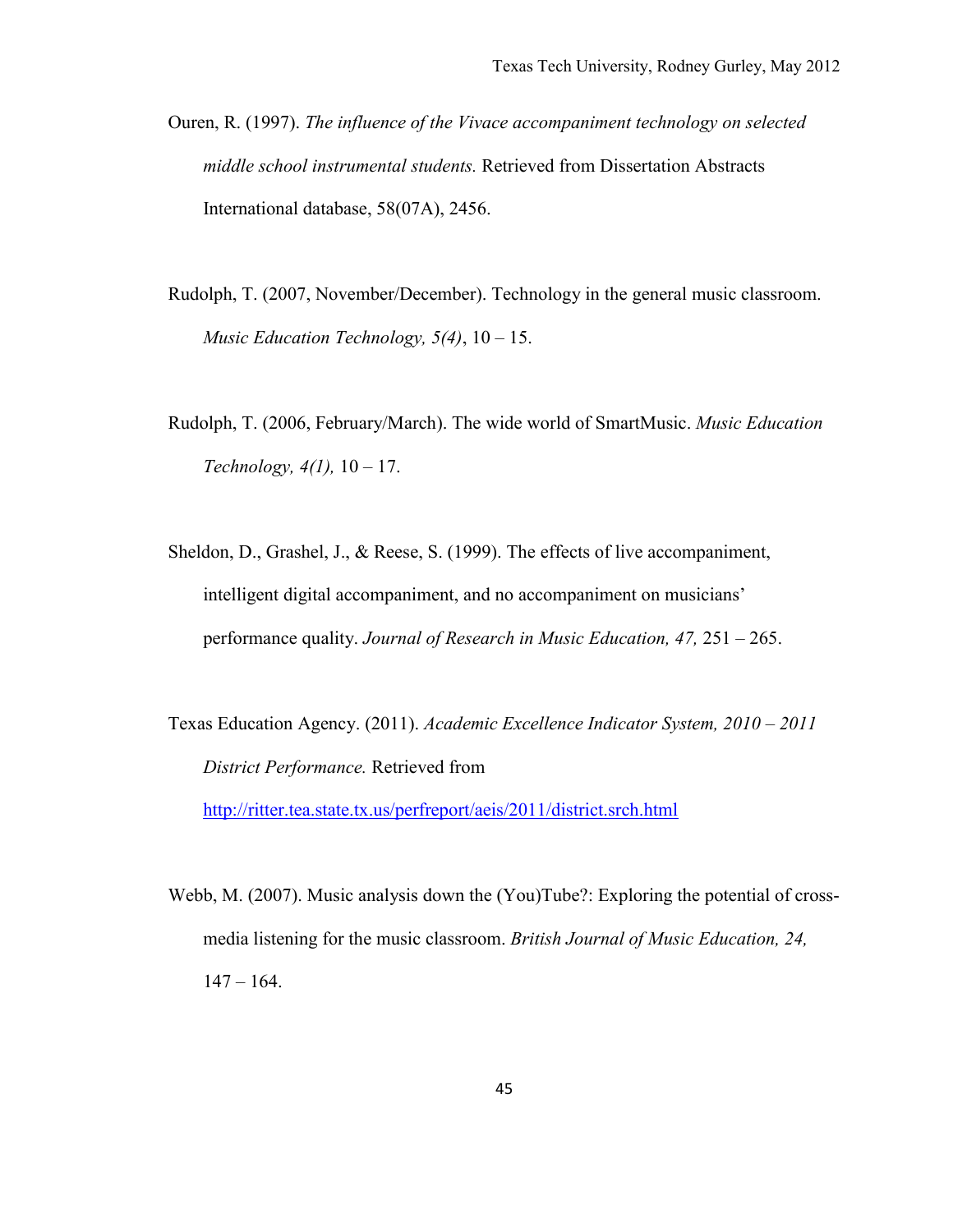Ouren, R. (1997). *The influence of the Vivace accompaniment technology on selected middle school instrumental students.* Retrieved from Dissertation Abstracts International database, 58(07A), 2456.

Rudolph, T. (2007, November/December). Technology in the general music classroom. *Music Education Technology, 5(4)*, 10 – 15.

Rudolph, T. (2006, February/March). The wide world of SmartMusic. *Music Education Technology, 4(1),* 10 – 17.

Sheldon, D., Grashel, J., & Reese, S. (1999). The effects of live accompaniment, intelligent digital accompaniment, and no accompaniment on musicians' performance quality. *Journal of Research in Music Education, 47,* 251 – 265.

Texas Education Agency. (2011). *Academic Excellence Indicator System, 2010 – 2011 District Performance.* Retrieved from http://ritter.tea.state.tx.us/perfreport/aeis/2011/district.srch.html

Webb, M. (2007). Music analysis down the (You)Tube?: Exploring the potential of cross-media listening for the music classroom. *British Journal of Music Education, 24,* 147 – 164.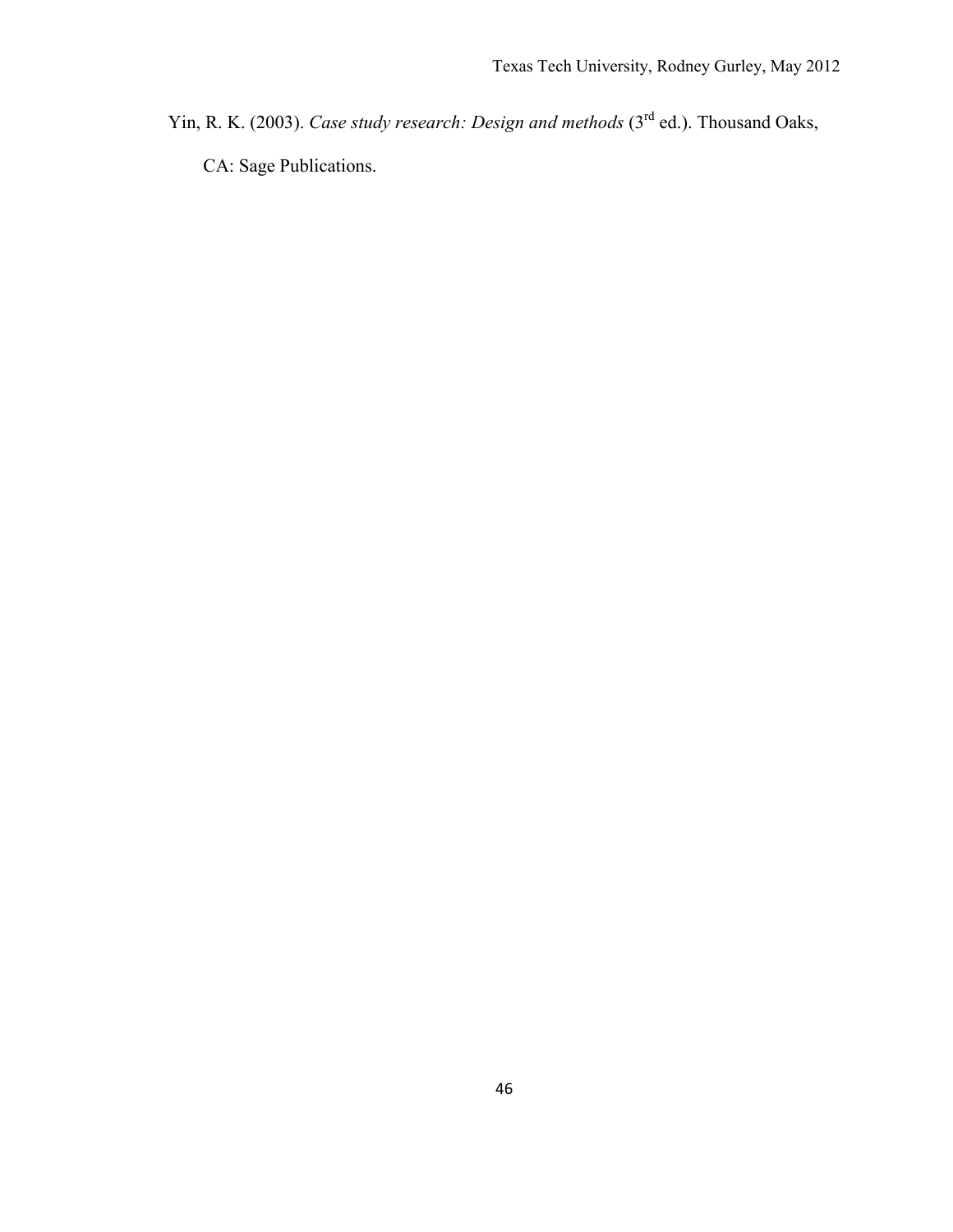Yin, R. K. (2003). *Case study research: Design and methods* (3rd ed.). Thousand Oaks, CA: Sage Publications.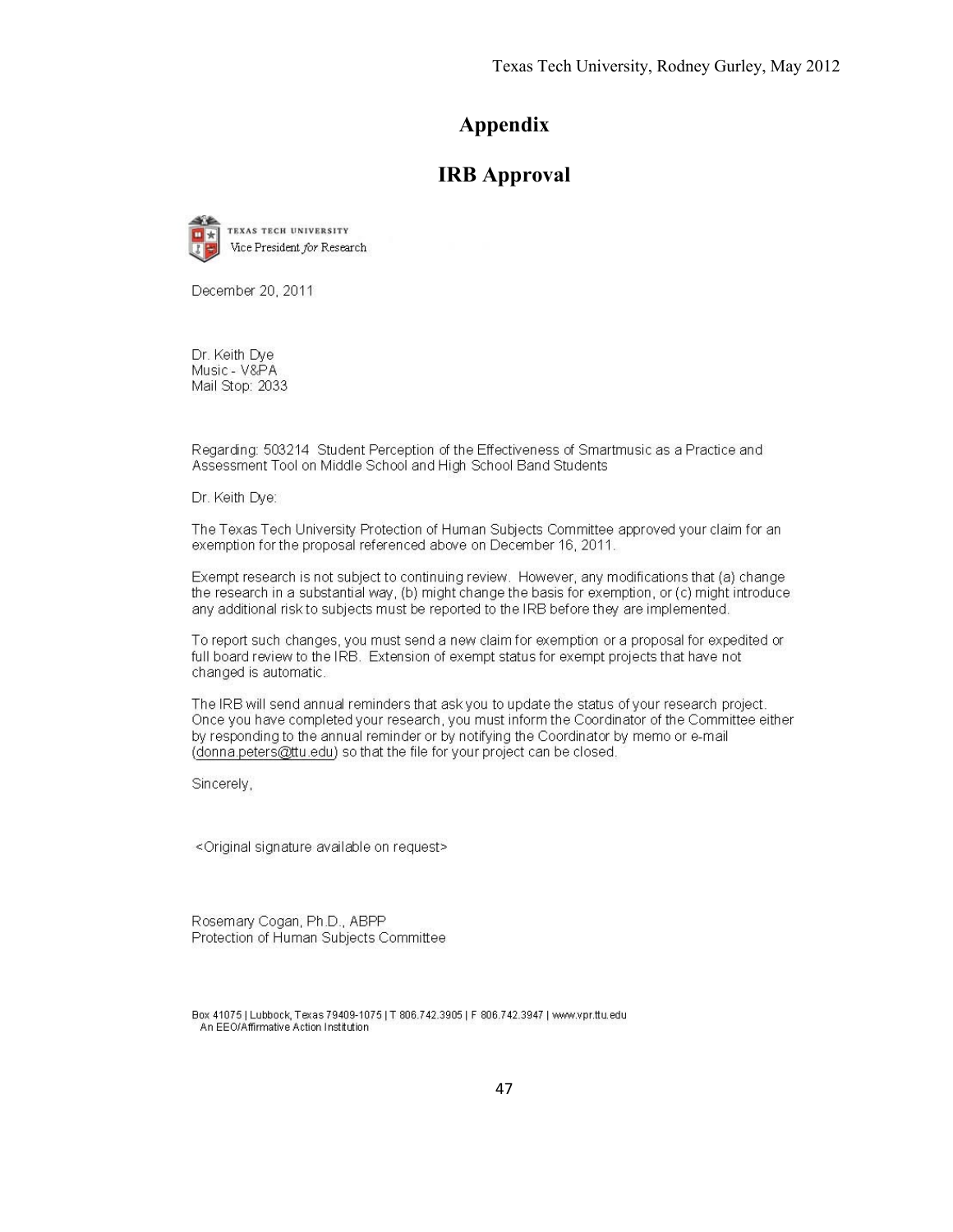# Appendix

## IRB Approval

TEXAS TECH UNIVERSITY
Vice President *for* Research

December 20, 2011

Dr. Keith Dye
Music - V&PA
Mail Stop: 2033

Regarding: 503214 Student Perception of the Effectiveness of Smartmusic as a Practice and Assessment Tool on Middle School and High School Band Students

Dr. Keith Dye:

The Texas Tech University Protection of Human Subjects Committee approved your claim for an exemption for the proposal referenced above on December 16, 2011.

Exempt research is not subject to continuing review. However, any modifications that (a) change the research in a substantial way, (b) might change the basis for exemption, or (c) might introduce any additional risk to subjects must be reported to the IRB before they are implemented.

To report such changes, you must send a new claim for exemption or a proposal for expedited or full board review to the IRB. Extension of exempt status for exempt projects that have not changed is automatic.

The IRB will send annual reminders that ask you to update the status of your research project. Once you have completed your research, you must inform the Coordinator of the Committee either by responding to the annual reminder or by notifying the Coordinator by memo or e-mail (donna.peters@ttu.edu) so that the file for your project can be closed.

Sincerely,

<Original signature available on request>

Rosemary Cogan, Ph.D., ABPP
Protection of Human Subjects Committee

Box 41075 | Lubbock, Texas 79409-1075 | T 806.742.3905 | F 806.742.3947 | www.vpr.ttu.edu
An EEO/Affirmative Action Institution